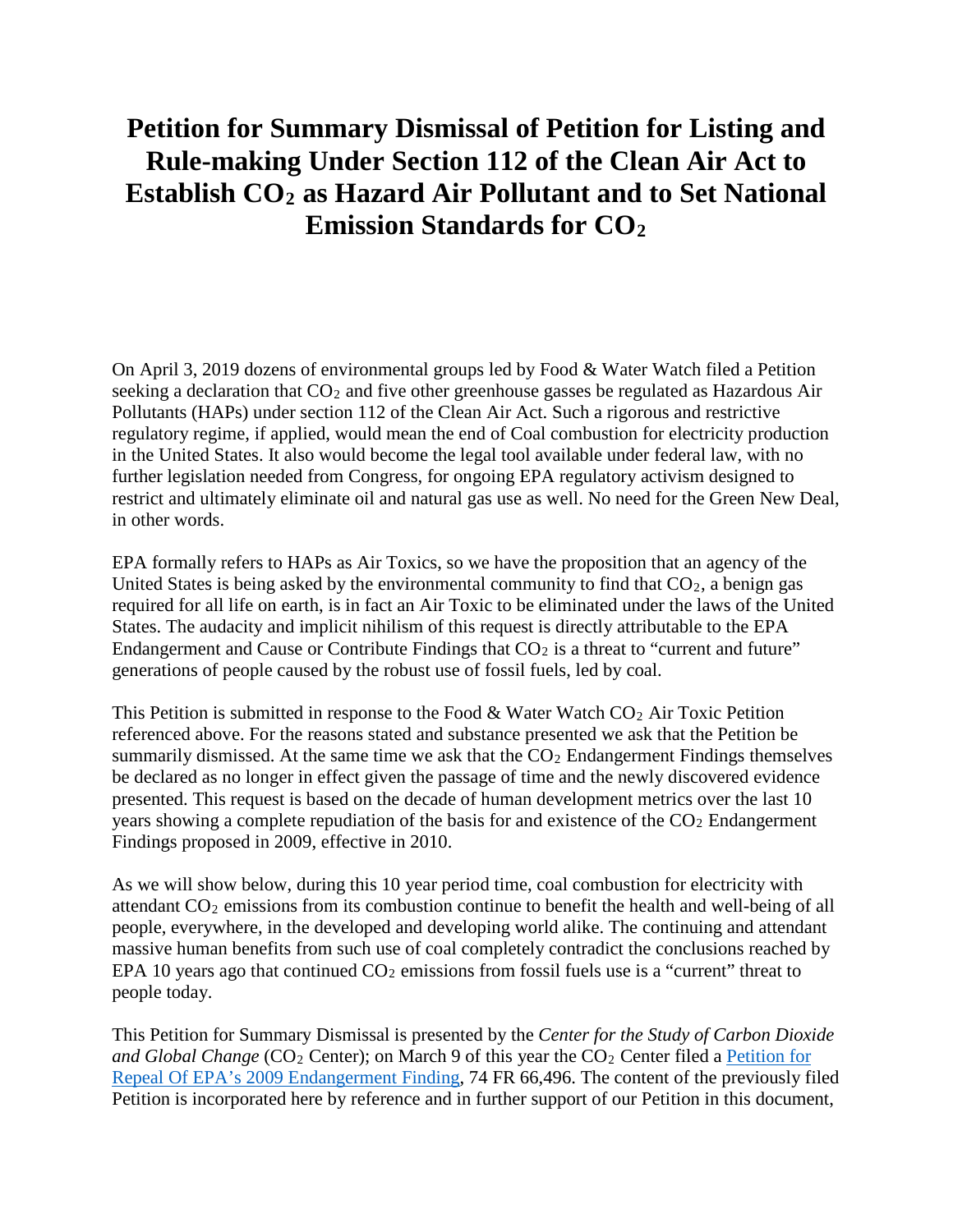# Petition for Summary Dismissal of Petition for Listing and Rule-making Under Section 112 of the Clean Air Act to Establish $CO_2$ as Hazard Air Pollutant and to Set National Emission Standards for $CO_2$

On April 3, 2019 dozens of environmental groups led by Food & Water Watch filed a Petition seeking a declaration that $CO_2$ and five other greenhouse gasses be regulated as Hazardous Air Pollutants (HAPs) under section 112 of the Clean Air Act. Such a rigorous and restrictive regulatory regime, if applied, would mean the end of Coal combustion for electricity production in the United States. It also would become the legal tool available under federal law, with no further legislation needed from Congress, for ongoing EPA regulatory activism designed to restrict and ultimately eliminate oil and natural gas use as well. No need for the Green New Deal, in other words.

EPA formally refers to HAPs as Air Toxics, so we have the proposition that an agency of the United States is being asked by the environmental community to find that $CO_2$, a benign gas required for all life on earth, is in fact an Air Toxic to be eliminated under the laws of the United States. The audacity and implicit nihilism of this request is directly attributable to the EPA Endangerment and Cause or Contribute Findings that $CO_2$ is a threat to "current and future" generations of people caused by the robust use of fossil fuels, led by coal.

This Petition is submitted in response to the Food & Water Watch $CO_2$ Air Toxic Petition referenced above. For the reasons stated and substance presented we ask that the Petition be summarily dismissed. At the same time we ask that the $CO_2$ Endangerment Findings themselves be declared as no longer in effect given the passage of time and the newly discovered evidence presented. This request is based on the decade of human development metrics over the last 10 years showing a complete repudiation of the basis for and existence of the $CO_2$ Endangerment Findings proposed in 2009, effective in 2010.

As we will show below, during this 10 year period time, coal combustion for electricity with attendant $CO_2$ emissions from its combustion continue to benefit the health and well-being of all people, everywhere, in the developed and developing world alike. The continuing and attendant massive human benefits from such use of coal completely contradict the conclusions reached by EPA 10 years ago that continued $CO_2$ emissions from fossil fuels use is a "current" threat to people today.

This Petition for Summary Dismissal is presented by the *Center for the Study of Carbon Dioxide and Global Change* ($CO_2$ Center); on March 9 of this year the $CO_2$ Center filed a Petition for Repeal Of EPA's 2009 Endangerment Finding, 74 FR 66,496. The content of the previously filed Petition is incorporated here by reference and in further support of our Petition in this document,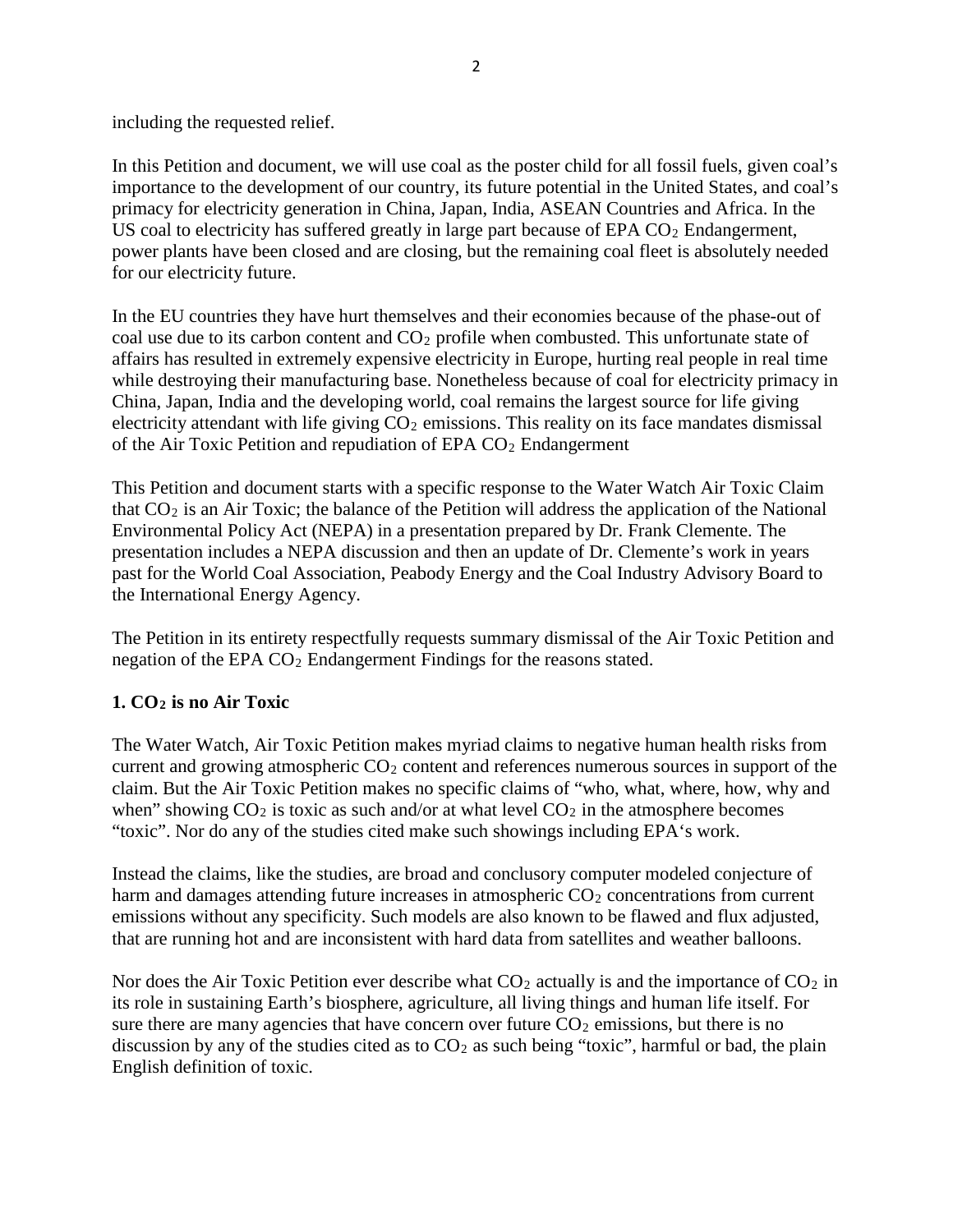including the requested relief.

In this Petition and document, we will use coal as the poster child for all fossil fuels, given coal's importance to the development of our country, its future potential in the United States, and coal's primacy for electricity generation in China, Japan, India, ASEAN Countries and Africa. In the US coal to electricity has suffered greatly in large part because of EPA $CO_2$ Endangerment, power plants have been closed and are closing, but the remaining coal fleet is absolutely needed for our electricity future.

In the EU countries they have hurt themselves and their economies because of the phase-out of coal use due to its carbon content and $CO_2$ profile when combusted. This unfortunate state of affairs has resulted in extremely expensive electricity in Europe, hurting real people in real time while destroying their manufacturing base. Nonetheless because of coal for electricity primacy in China, Japan, India and the developing world, coal remains the largest source for life giving electricity attendant with life giving $CO_2$ emissions. This reality on its face mandates dismissal of the Air Toxic Petition and repudiation of EPA $CO_2$ Endangerment

This Petition and document starts with a specific response to the Water Watch Air Toxic Claim that $CO_2$ is an Air Toxic; the balance of the Petition will address the application of the National Environmental Policy Act (NEPA) in a presentation prepared by Dr. Frank Clemente. The presentation includes a NEPA discussion and then an update of Dr. Clemente's work in years past for the World Coal Association, Peabody Energy and the Coal Industry Advisory Board to the International Energy Agency.

The Petition in its entirety respectfully requests summary dismissal of the Air Toxic Petition and negation of the EPA $CO_2$ Endangerment Findings for the reasons stated.

## 1. $CO_2$ is no Air Toxic

The Water Watch, Air Toxic Petition makes myriad claims to negative human health risks from current and growing atmospheric $CO_2$ content and references numerous sources in support of the claim. But the Air Toxic Petition makes no specific claims of "who, what, where, how, why and when" showing $CO_2$ is toxic as such and/or at what level $CO_2$ in the atmosphere becomes "toxic". Nor do any of the studies cited make such showings including EPA's work.

Instead the claims, like the studies, are broad and conclusory computer modeled conjecture of harm and damages attending future increases in atmospheric $CO_2$ concentrations from current emissions without any specificity. Such models are also known to be flawed and flux adjusted, that are running hot and are inconsistent with hard data from satellites and weather balloons.

Nor does the Air Toxic Petition ever describe what $CO_2$ actually is and the importance of $CO_2$ in its role in sustaining Earth's biosphere, agriculture, all living things and human life itself. For sure there are many agencies that have concern over future $CO_2$ emissions, but there is no discussion by any of the studies cited as to $CO_2$ as such being "toxic", harmful or bad, the plain English definition of toxic.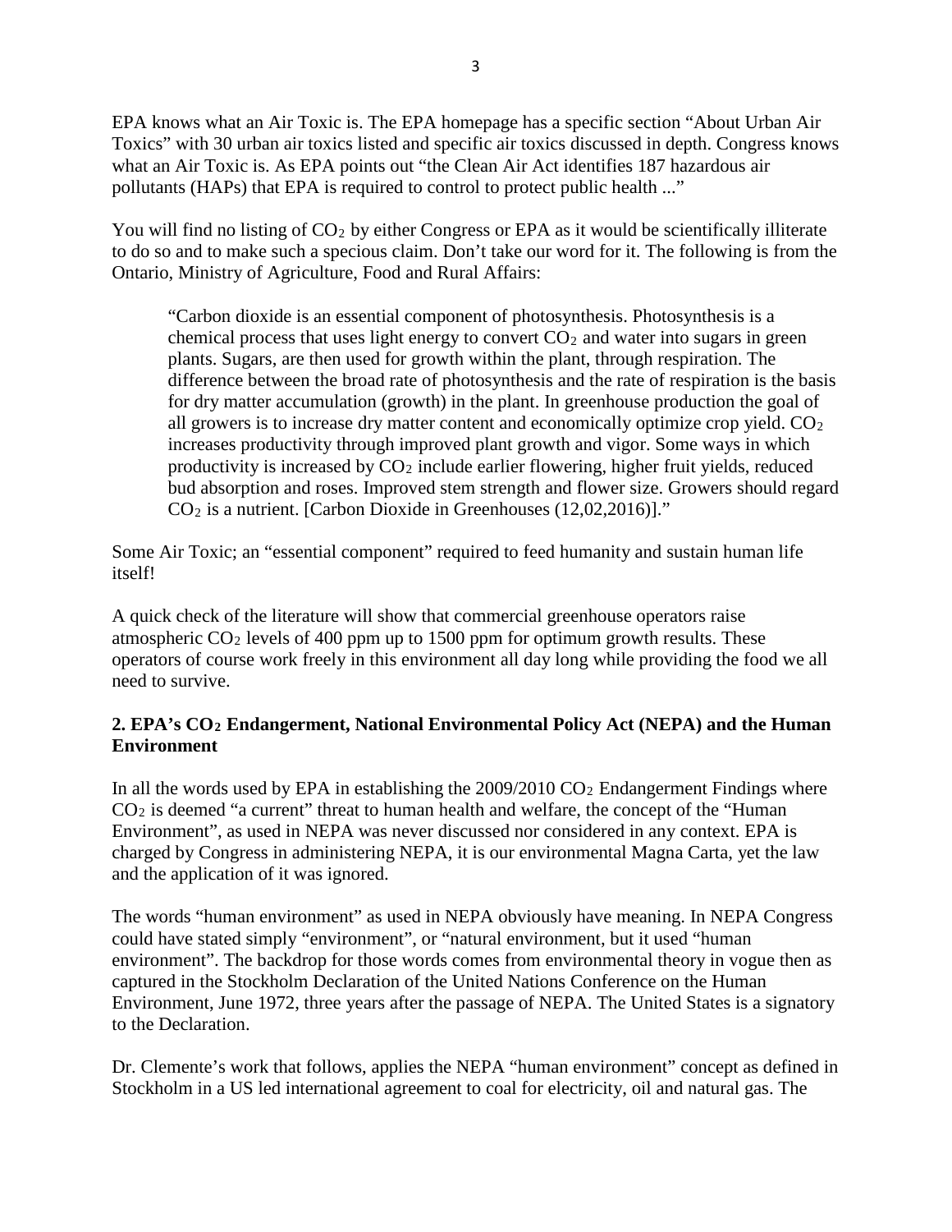EPA knows what an Air Toxic is. The EPA homepage has a specific section "About Urban Air Toxics" with 30 urban air toxics listed and specific air toxics discussed in depth. Congress knows what an Air Toxic is. As EPA points out "the Clean Air Act identifies 187 hazardous air pollutants (HAPs) that EPA is required to control to protect public health ..."

You will find no listing of $CO_2$ by either Congress or EPA as it would be scientifically illiterate to do so and to make such a specious claim. Don't take our word for it. The following is from the Ontario, Ministry of Agriculture, Food and Rural Affairs:

> "Carbon dioxide is an essential component of photosynthesis. Photosynthesis is a chemical process that uses light energy to convert $CO_2$ and water into sugars in green plants. Sugars, are then used for growth within the plant, through respiration. The difference between the broad rate of photosynthesis and the rate of respiration is the basis for dry matter accumulation (growth) in the plant. In greenhouse production the goal of all growers is to increase dry matter content and economically optimize crop yield. $CO_2$ increases productivity through improved plant growth and vigor. Some ways in which productivity is increased by $CO_2$ include earlier flowering, higher fruit yields, reduced bud absorption and roses. Improved stem strength and flower size. Growers should regard $CO_2$ is a nutrient. [Carbon Dioxide in Greenhouses (12,02,2016)]."

Some Air Toxic; an "essential component" required to feed humanity and sustain human life itself!

A quick check of the literature will show that commercial greenhouse operators raise atmospheric $CO_2$ levels of 400 ppm up to 1500 ppm for optimum growth results. These operators of course work freely in this environment all day long while providing the food we all need to survive.

## 2. EPA's $CO_2$ Endangerment, National Environmental Policy Act (NEPA) and the Human Environment

In all the words used by EPA in establishing the 2009/2010 $CO_2$ Endangerment Findings where $CO_2$ is deemed "a current" threat to human health and welfare, the concept of the "Human Environment", as used in NEPA was never discussed nor considered in any context. EPA is charged by Congress in administering NEPA, it is our environmental Magna Carta, yet the law and the application of it was ignored.

The words "human environment" as used in NEPA obviously have meaning. In NEPA Congress could have stated simply "environment", or "natural environment, but it used "human environment". The backdrop for those words comes from environmental theory in vogue then as captured in the Stockholm Declaration of the United Nations Conference on the Human Environment, June 1972, three years after the passage of NEPA. The United States is a signatory to the Declaration.

Dr. Clemente's work that follows, applies the NEPA "human environment" concept as defined in Stockholm in a US led international agreement to coal for electricity, oil and natural gas. The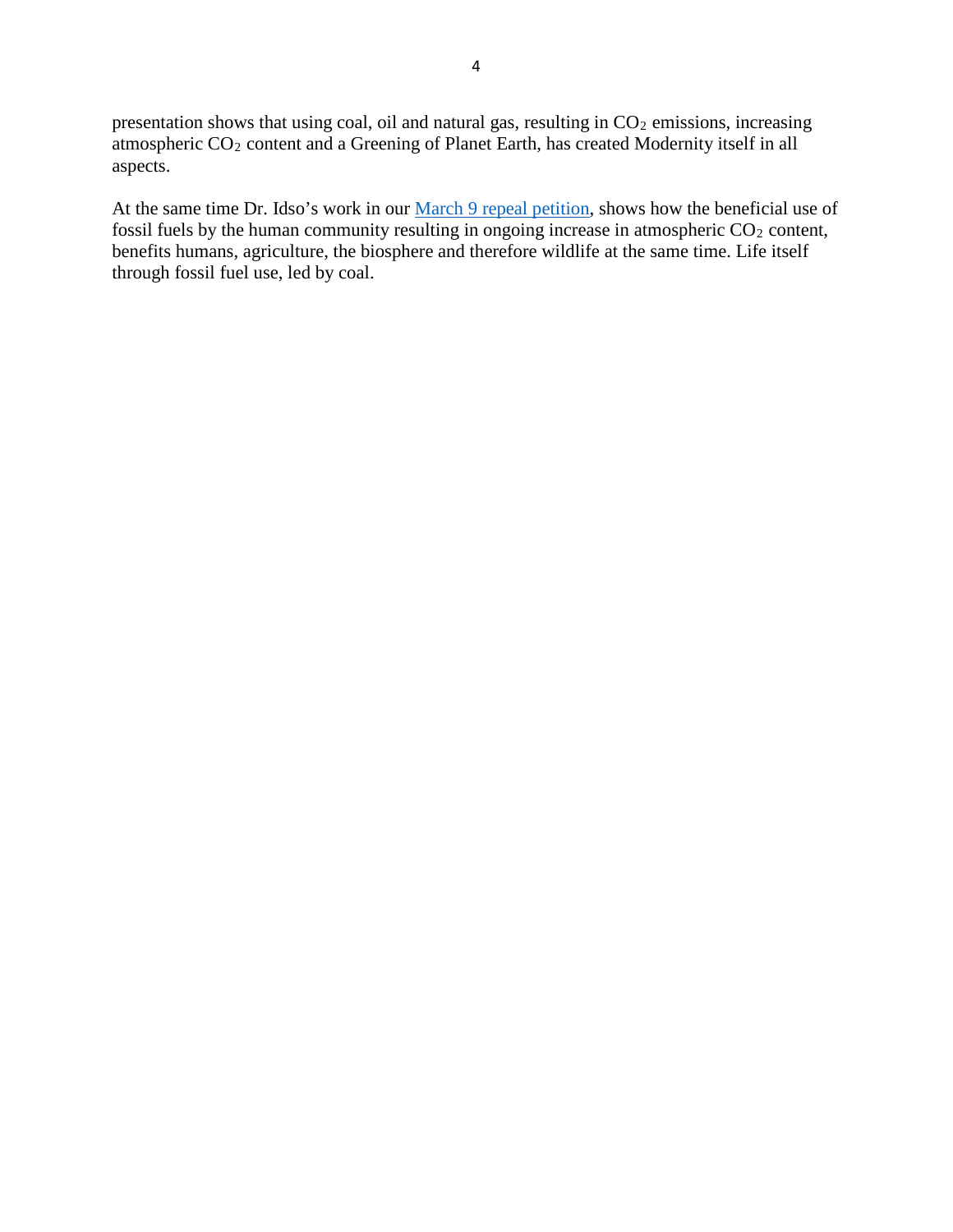presentation shows that using coal, oil and natural gas, resulting in $CO_2$ emissions, increasing atmospheric $CO_2$ content and a Greening of Planet Earth, has created Modernity itself in all aspects.

At the same time Dr. Idso's work in our March 9 repeal petition, shows how the beneficial use of fossil fuels by the human community resulting in ongoing increase in atmospheric $CO_2$ content, benefits humans, agriculture, the biosphere and therefore wildlife at the same time. Life itself through fossil fuel use, led by coal.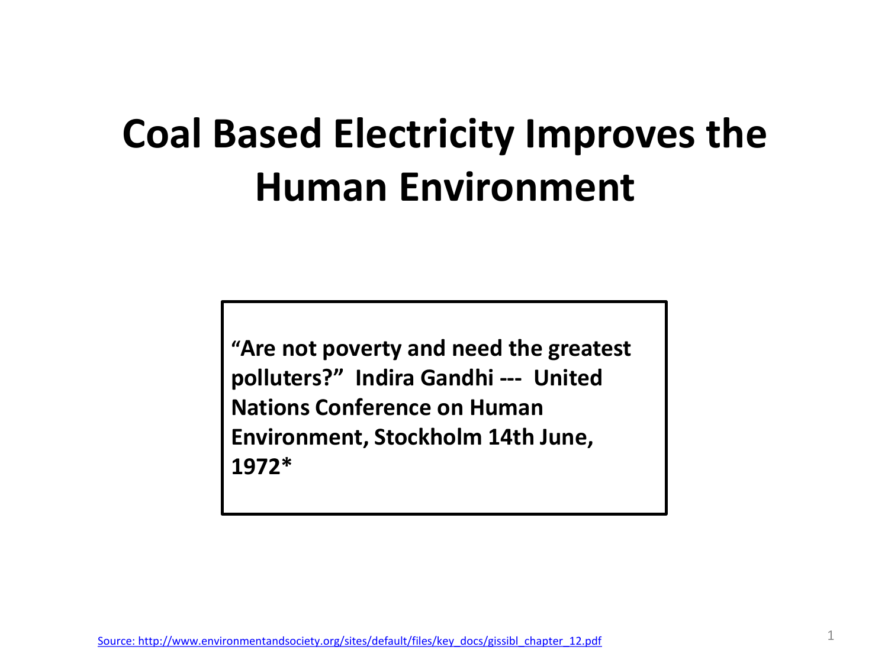# Coal Based Electricity Improves the Human Environment

**"Are not poverty and need the greatest polluters?" Indira Gandhi --- United Nations Conference on Human Environment, Stockholm 14th June, 1972***

Source: http://www.environmentandsociety.org/sites/default/files/key_docs/gissibl_chapter_12.pdf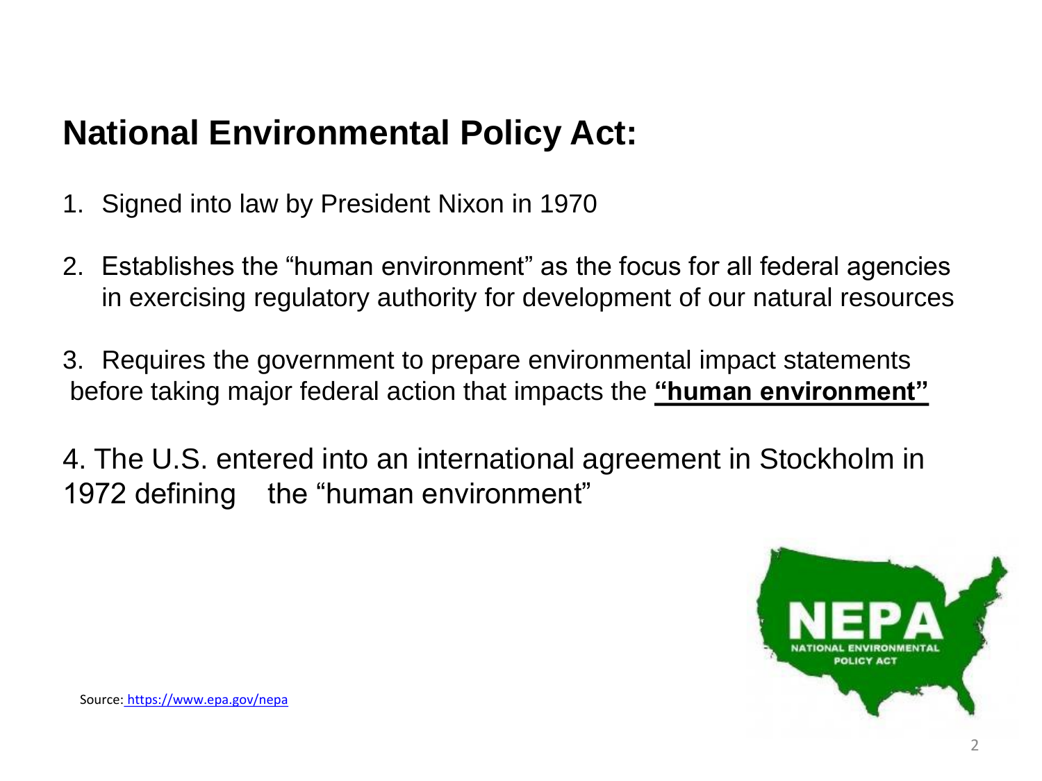# National Environmental Policy Act:

1. Signed into law by President Nixon in 1970

2. Establishes the "human environment" as the focus for all federal agencies in exercising regulatory authority for development of our natural resources

3. Requires the government to prepare environmental impact statements before taking major federal action that impacts the **"human environment"**

4. The U.S. entered into an international agreement in Stockholm in 1972 defining the "human environment"

NEPA
NATIONAL ENVIRONMENTAL POLICY ACT

Source: https://www.epa.gov/nepa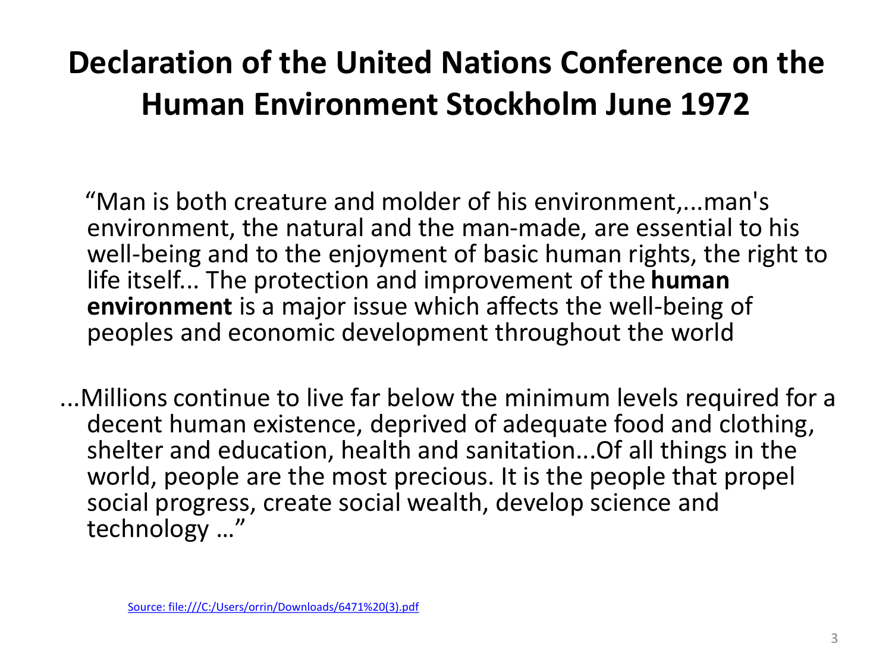# Declaration of the United Nations Conference on the Human Environment Stockholm June 1972

"Man is both creature and molder of his environment,...man's environment, the natural and the man-made, are essential to his well-being and to the enjoyment of basic human rights, the right to life itself... The protection and improvement of the **human environment** is a major issue which affects the well-being of peoples and economic development throughout the world

...Millions continue to live far below the minimum levels required for a decent human existence, deprived of adequate food and clothing, shelter and education, health and sanitation...Of all things in the world, people are the most precious. It is the people that propel social progress, create social wealth, develop science and technology …"

Source: file:///C:/Users/orrin/Downloads/6471%20(3).pdf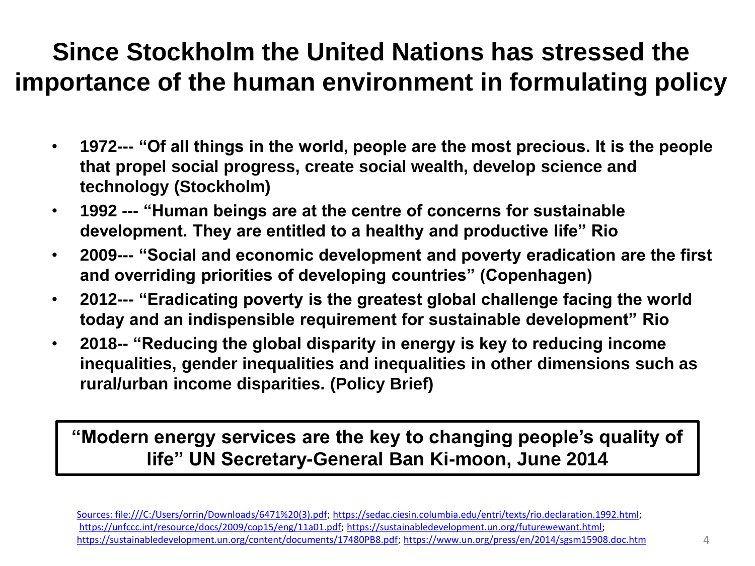# Since Stockholm the United Nations has stressed the importance of the human environment in formulating policy

- **1972--- "Of all things in the world, people are the most precious. It is the people that propel social progress, create social wealth, develop science and technology (Stockholm)**
- **1992 --- "Human beings are at the centre of concerns for sustainable development. They are entitled to a healthy and productive life" Rio**
- **2009--- "Social and economic development and poverty eradication are the first and overriding priorities of developing countries" (Copenhagen)**
- **2012--- "Eradicating poverty is the greatest global challenge facing the world today and an indispensible requirement for sustainable development" Rio**
- **2018-- "Reducing the global disparity in energy is key to reducing income inequalities, gender inequalities and inequalities in other dimensions such as rural/urban income disparities. (Policy Brief)**

**"Modern energy services are the key to changing people's quality of life" UN Secretary-General Ban Ki-moon, June 2014**

Sources: file:///C:/Users/orrin/Downloads/6471%20(3).pdf; https://sedac.ciesin.columbia.edu/entri/texts/rio.declaration.1992.html; https://unfccc.int/resource/docs/2009/cop15/eng/11a01.pdf; https://sustainabledevelopment.un.org/futurewewant.html; https://sustainabledevelopment.un.org/content/documents/17480PB8.pdf; https://www.un.org/press/en/2014/sgsm15908.doc.htm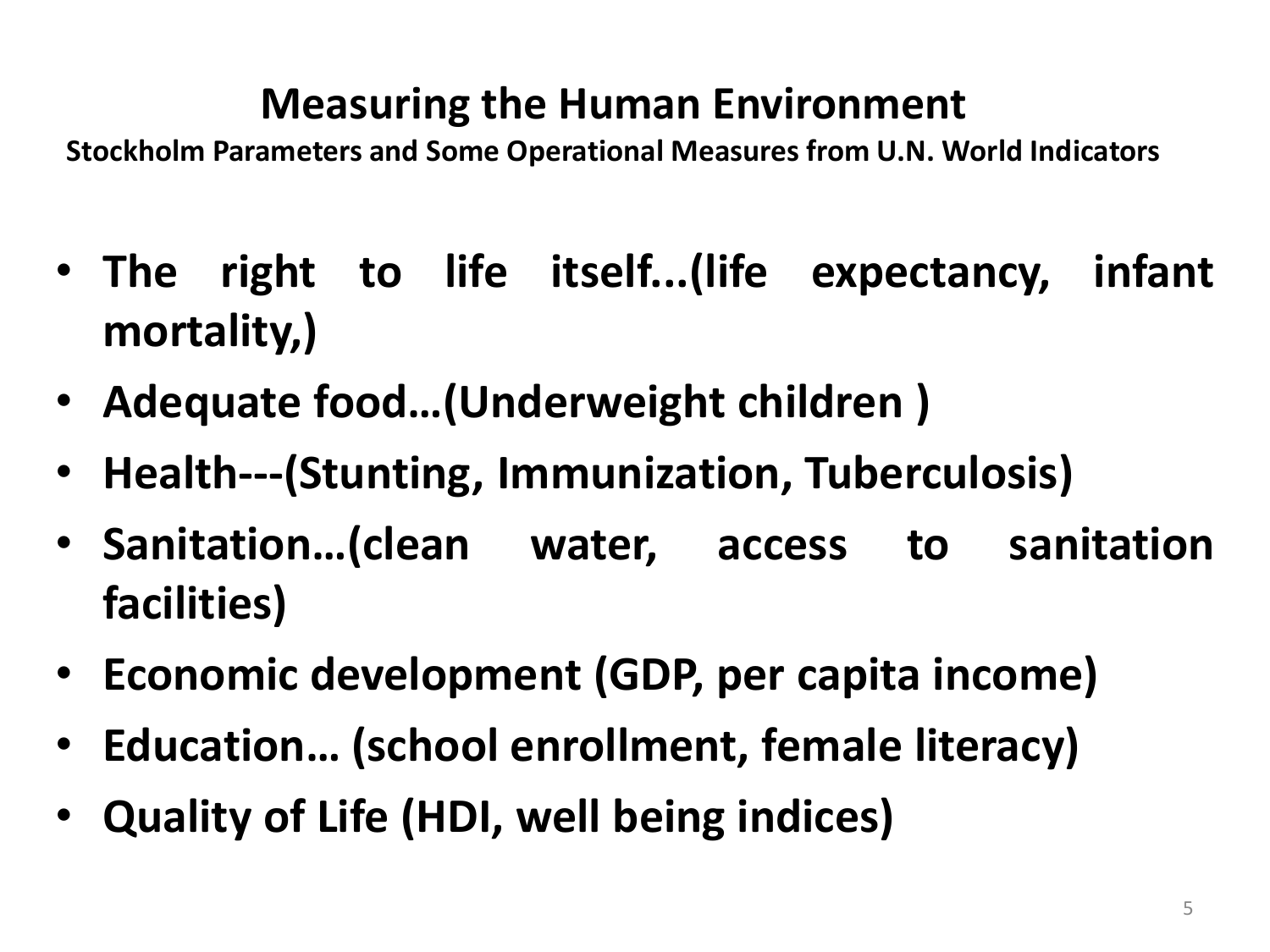# Measuring the Human Environment

**Stockholm Parameters and Some Operational Measures from U.N. World Indicators**

- **The right to life itself...(life expectancy, infant mortality,)**
- **Adequate food…(Underweight children )**
- **Health---(Stunting, Immunization, Tuberculosis)**
- **Sanitation…(clean water, access to sanitation facilities)**
- **Economic development (GDP, per capita income)**
- **Education… (school enrollment, female literacy)**
- **Quality of Life (HDI, well being indices)**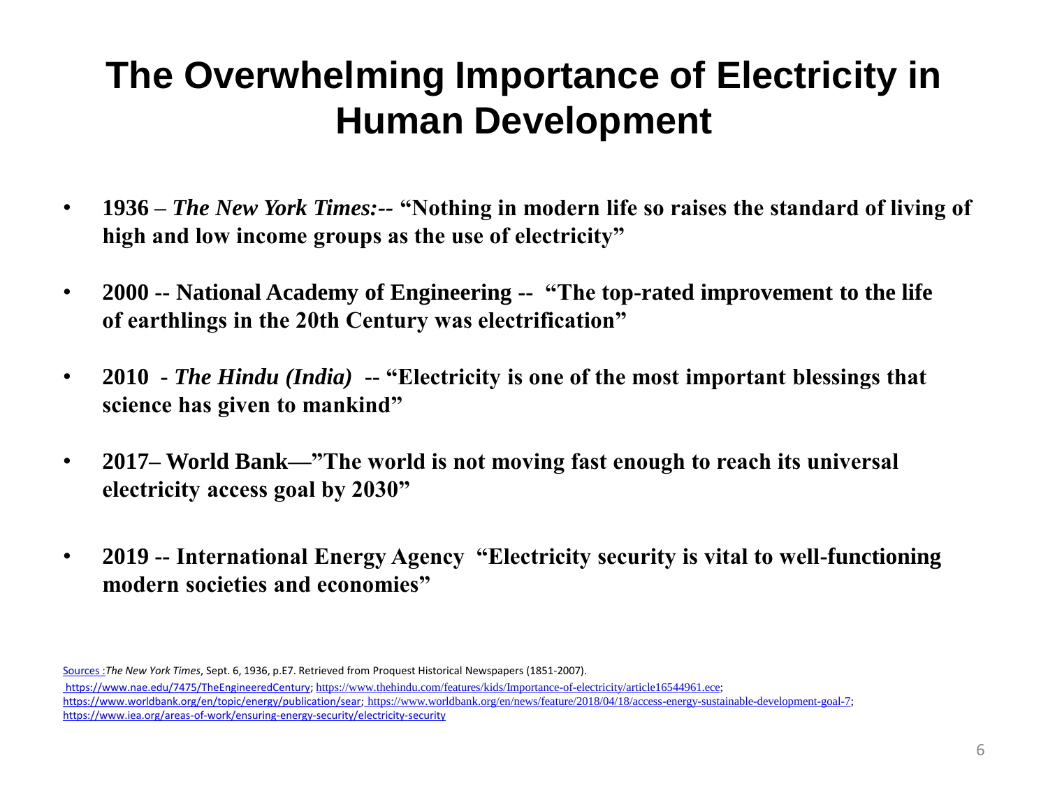# The Overwhelming Importance of Electricity in Human Development

- **1936 – *The New York Times:*-- "Nothing in modern life so raises the standard of living of high and low income groups as the use of electricity"**
- **2000 -- National Academy of Engineering -- "The top-rated improvement to the life of earthlings in the 20th Century was electrification"**
- **2010 - *The Hindu (India)* -- "Electricity is one of the most important blessings that science has given to mankind"**
- **2017– World Bank—"The world is not moving fast enough to reach its universal electricity access goal by 2030"**
- **2019 -- International Energy Agency "Electricity security is vital to well-functioning modern societies and economies"**

Sources :*The New York Times*, Sept. 6, 1936, p.E7. Retrieved from Proquest Historical Newspapers (1851-2007).
https://www.nae.edu/7475/TheEngineeredCentury; https://www.thehindu.com/features/kids/Importance-of-electricity/article16544961.ece;
https://www.worldbank.org/en/topic/energy/publication/sear; https://www.worldbank.org/en/news/feature/2018/04/18/access-energy-sustainable-development-goal-7;
https://www.iea.org/areas-of-work/ensuring-energy-security/electricity-security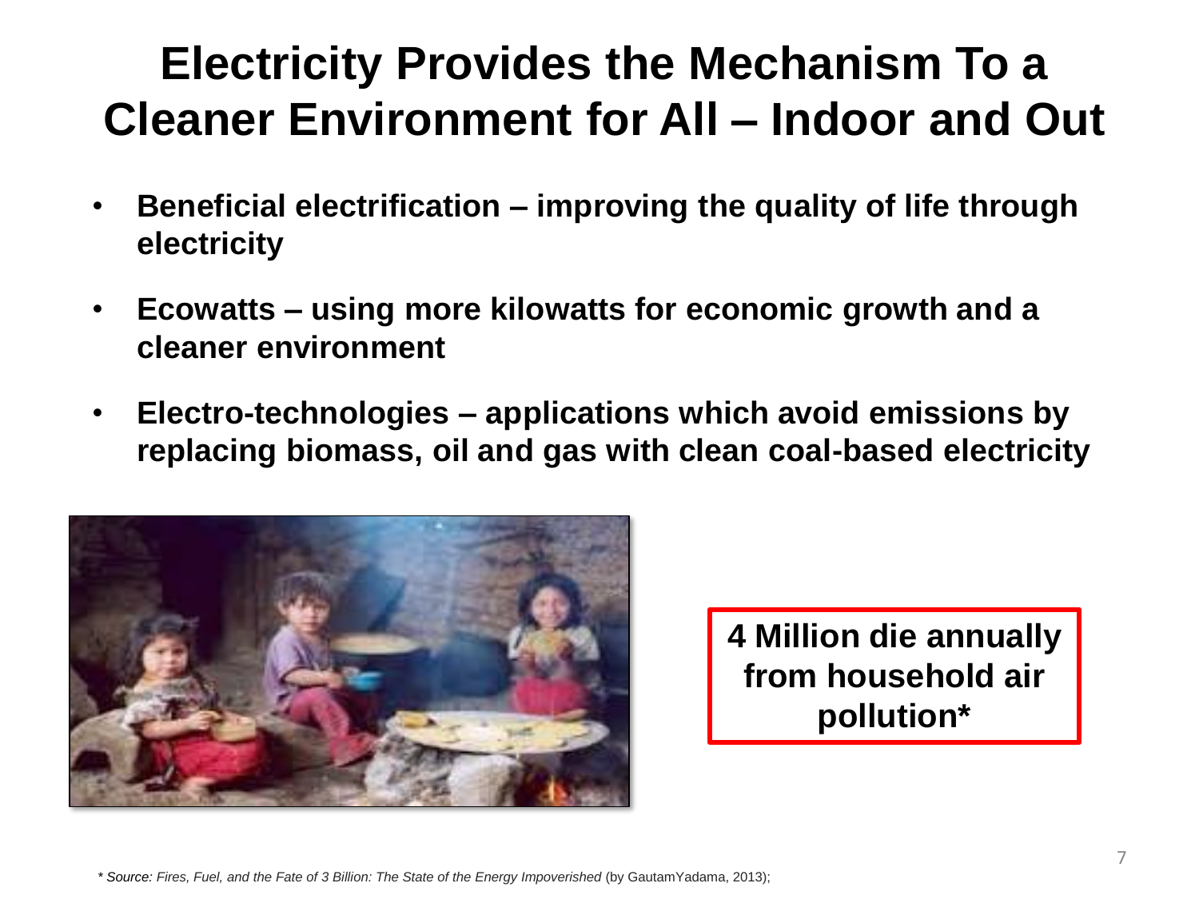# Electricity Provides the Mechanism To a Cleaner Environment for All – Indoor and Out

- **Beneficial electrification – improving the quality of life through electricity**
- **Ecowatts – using more kilowatts for economic growth and a cleaner environment**
- **Electro-technologies – applications which avoid emissions by replacing biomass, oil and gas with clean coal-based electricity**

**4 Million die annually from household air pollution***

*\* Source: Fires, Fuel, and the Fate of 3 Billion: The State of the Energy Impoverished* (by GautamYadama, 2013);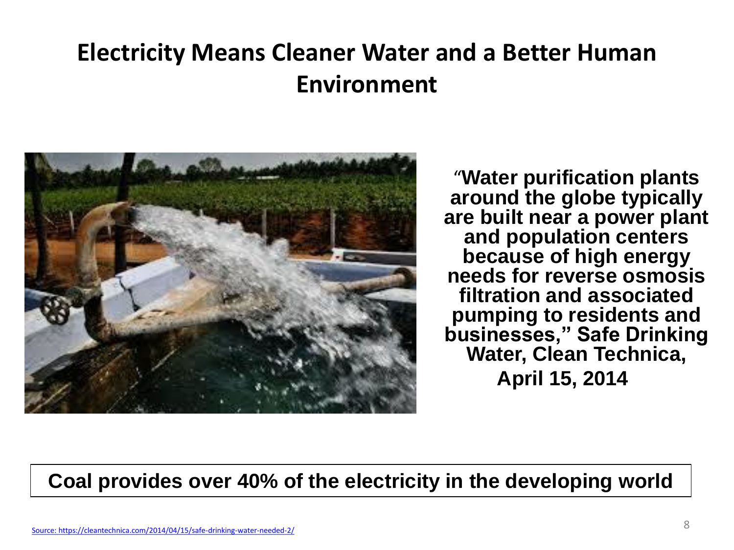# Electricity Means Cleaner Water and a Better Human Environment

**"Water purification plants around the globe typically are built near a power plant and population centers because of high energy needs for reverse osmosis filtration and associated pumping to residents and businesses," Safe Drinking Water, Clean Technica, April 15, 2014**

**Coal provides over 40% of the electricity in the developing world**

Source: https://cleantechnica.com/2014/04/15/safe-drinking-water-needed-2/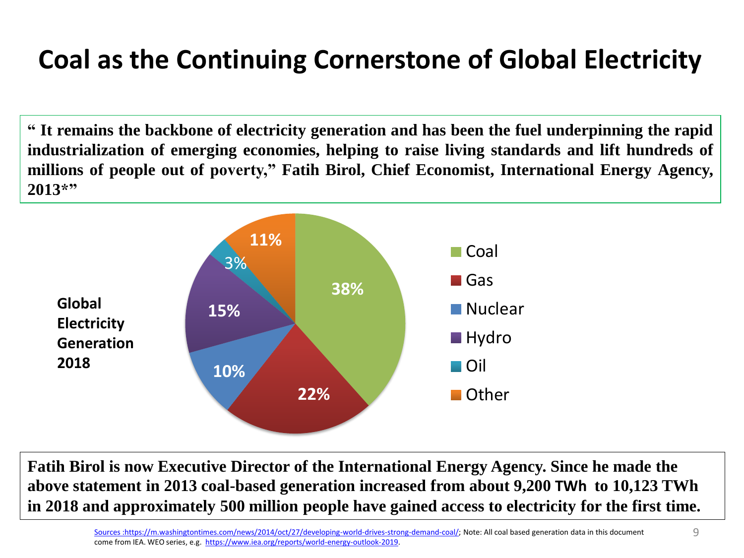# Coal as the Continuing Cornerstone of Global Electricity

**" It remains the backbone of electricity generation and has been the fuel underpinning the rapid industrialization of emerging economies, helping to raise living standards and lift hundreds of millions of people out of poverty," Fatih Birol, Chief Economist, International Energy Agency, 2013*"**

**Global Electricity Generation 2018**

38%
22%
10%
15%
3%
11%

Coal
Gas
Nuclear
Hydro
Oil
Other

**Fatih Birol is now Executive Director of the International Energy Agency. Since he made the above statement in 2013 coal-based generation increased from about 9,200 TWh to 10,123 TWh in 2018 and approximately 500 million people have gained access to electricity for the first time.**

Sources :https://m.washingtontimes.com/news/2014/oct/27/developing-world-drives-strong-demand-coal/; Note: All coal based generation data in this document come from IEA. WEO series, e.g. https://www.iea.org/reports/world-energy-outlook-2019.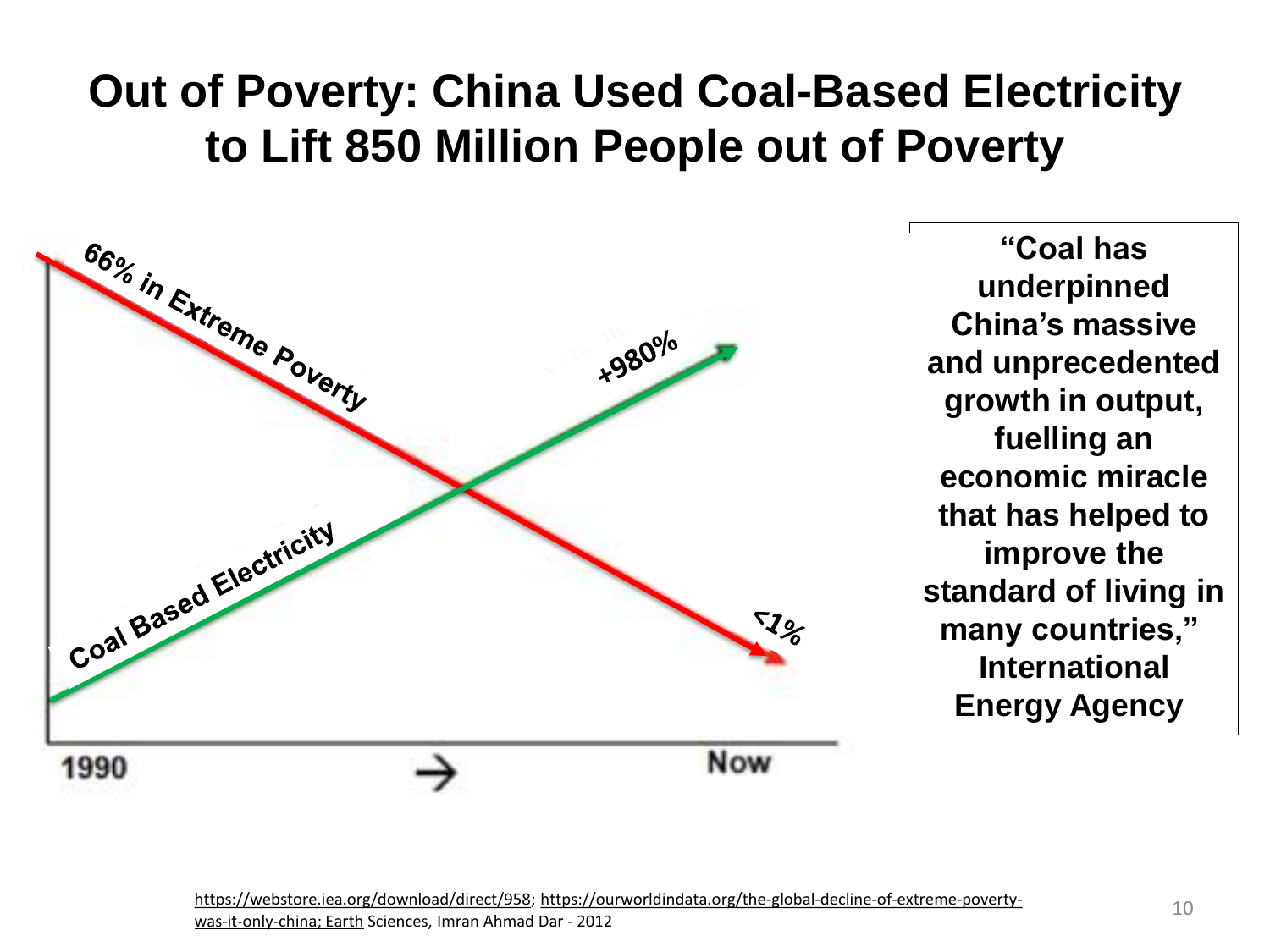# Out of Poverty: China Used Coal-Based Electricity to Lift 850 Million People out of Poverty

66% in Extreme Poverty

+980%

Coal Based Electricity

<1%

1990

→

Now

**"Coal has underpinned China's massive and unprecedented growth in output, fuelling an economic miracle that has helped to improve the standard of living in many countries," International Energy Agency**

https://webstore.iea.org/download/direct/958; https://ourworldindata.org/the-global-decline-of-extreme-poverty-was-it-only-china; Earth Sciences, Imran Ahmad Dar - 2012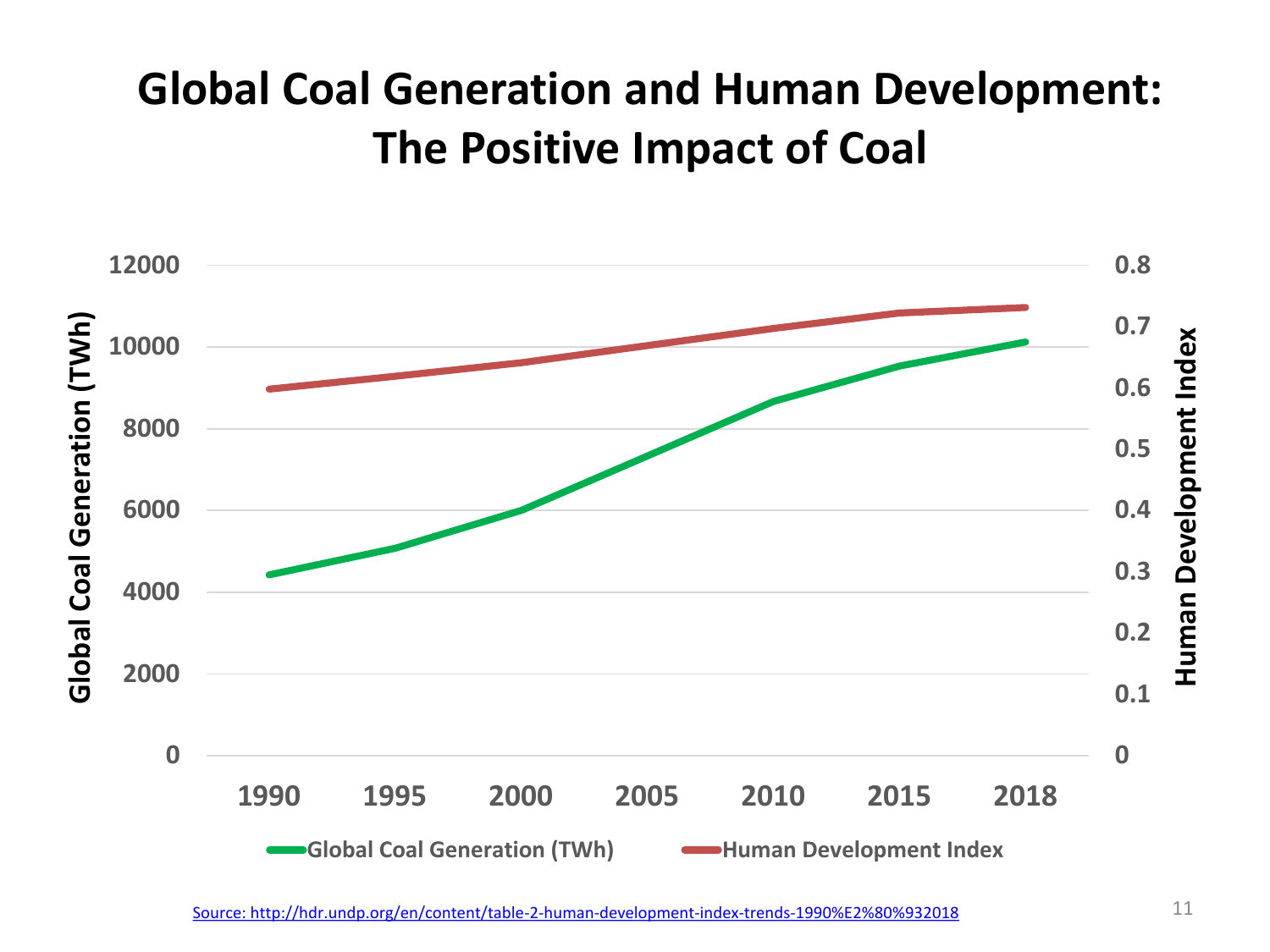# Global Coal Generation and Human Development: The Positive Impact of Coal

Global Coal Generation (TWh)

12000
10000
8000
6000
4000
2000
0

Human Development Index

0.8
0.7
0.6
0.5
0.4
0.3
0.2
0.1
0

1990 1995 2000 2005 2010 2015 2018

Global Coal Generation (TWh)
Human Development Index

Source: http://hdr.undp.org/en/content/table-2-human-development-index-trends-1990%E2%80%932018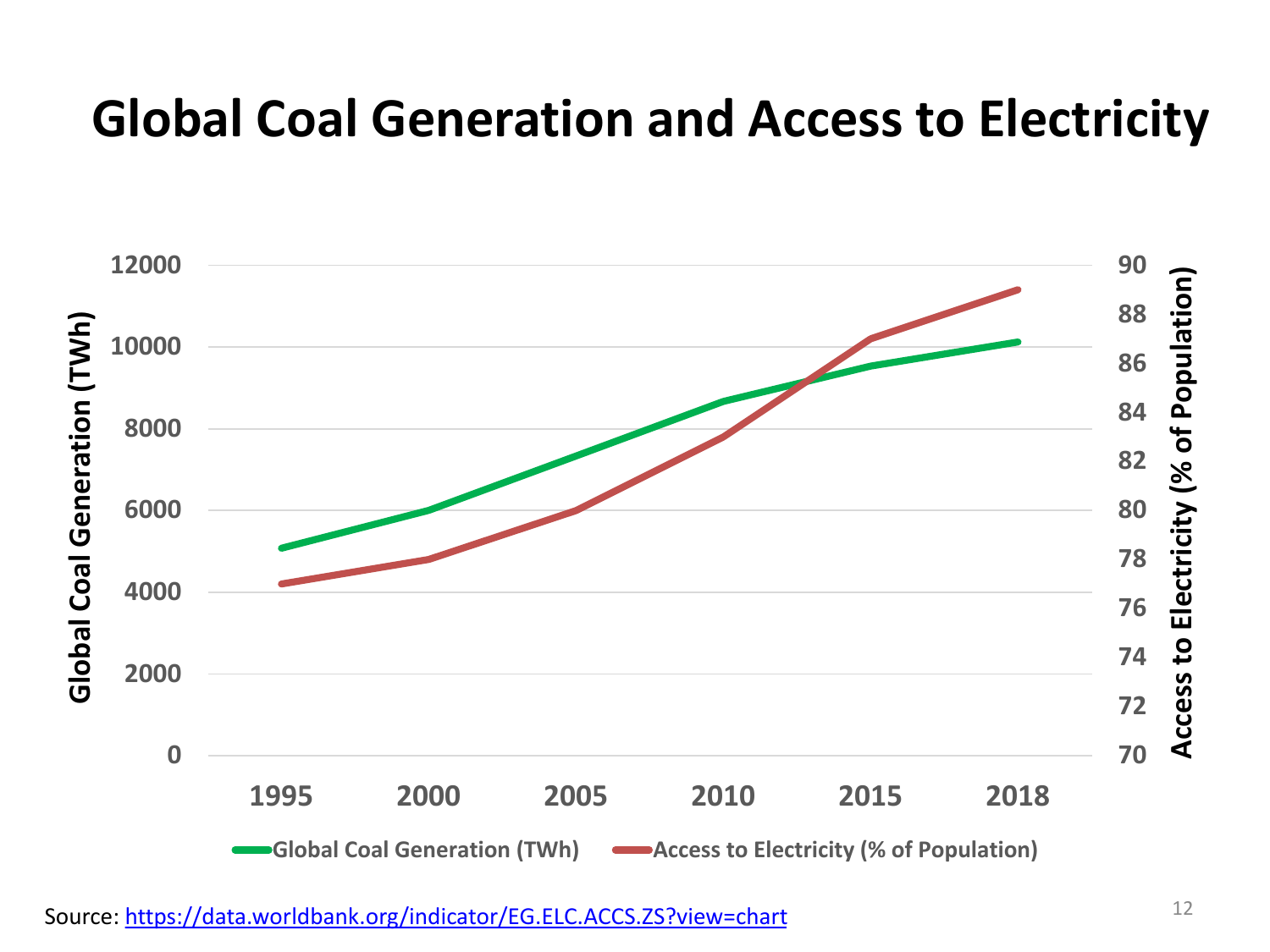# Global Coal Generation and Access to Electricity

Global Coal Generation (TWh)

12000
10000
8000
6000
4000
2000
0

Access to Electricity (% of Population)

90
88
86
84
82
80
78
76
74
72
70

1995 2000 2005 2010 2015 2018

Global Coal Generation (TWh)
Access to Electricity (% of Population)

Source: https://data.worldbank.org/indicator/EG.ELC.ACCS.ZS?view=chart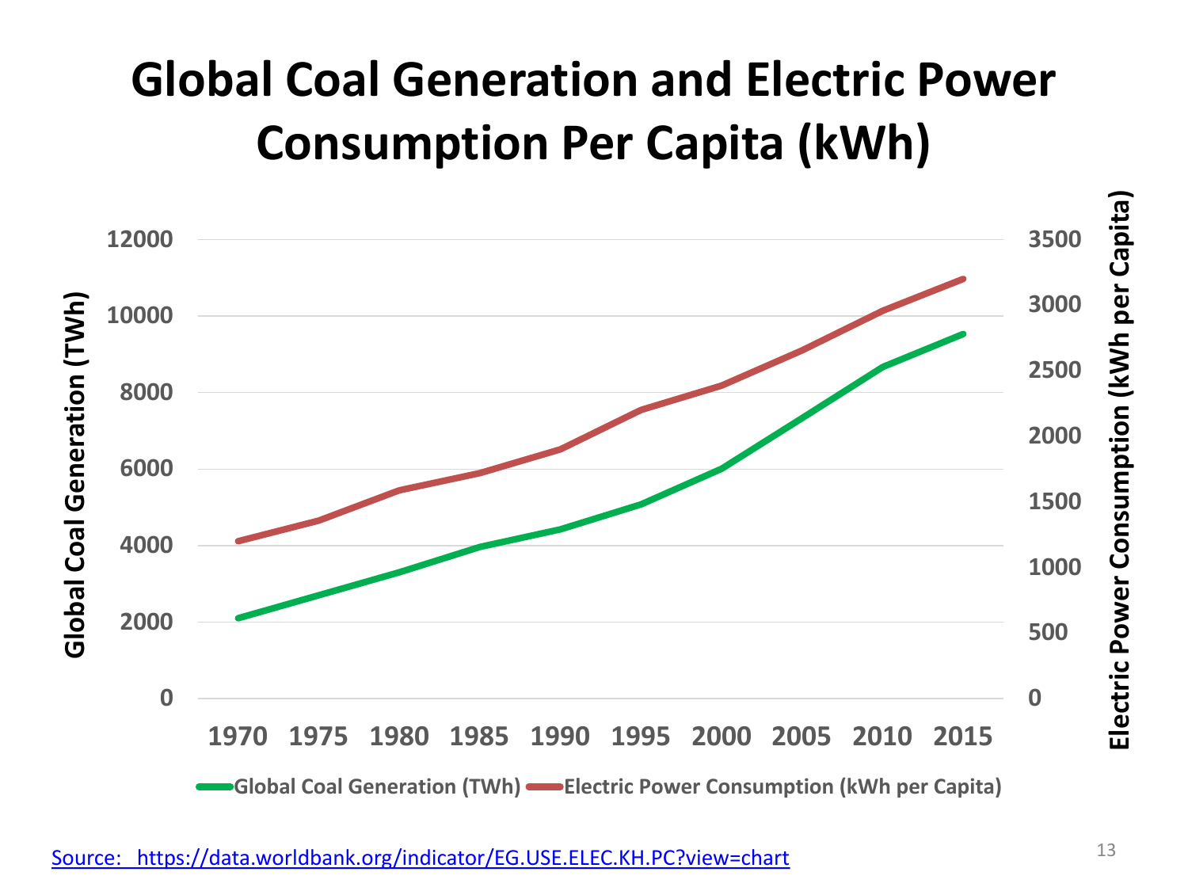# Global Coal Generation and Electric Power Consumption Per Capita (kWh)

Global Coal Generation (TWh)

12000
10000
8000
6000
4000
2000
0

Electric Power Consumption (kWh per Capita)

3500
3000
2500
2000
1500
1000
500
0

1970 1975 1980 1985 1990 1995 2000 2005 2010 2015

Global Coal Generation (TWh)
Electric Power Consumption (kWh per Capita)

[Source: https://data.worldbank.org/indicator/EG.USE.ELEC.KH.PC?view=chart](https://data.worldbank.org/indicator/EG.USE.ELEC.KH.PC?view=chart)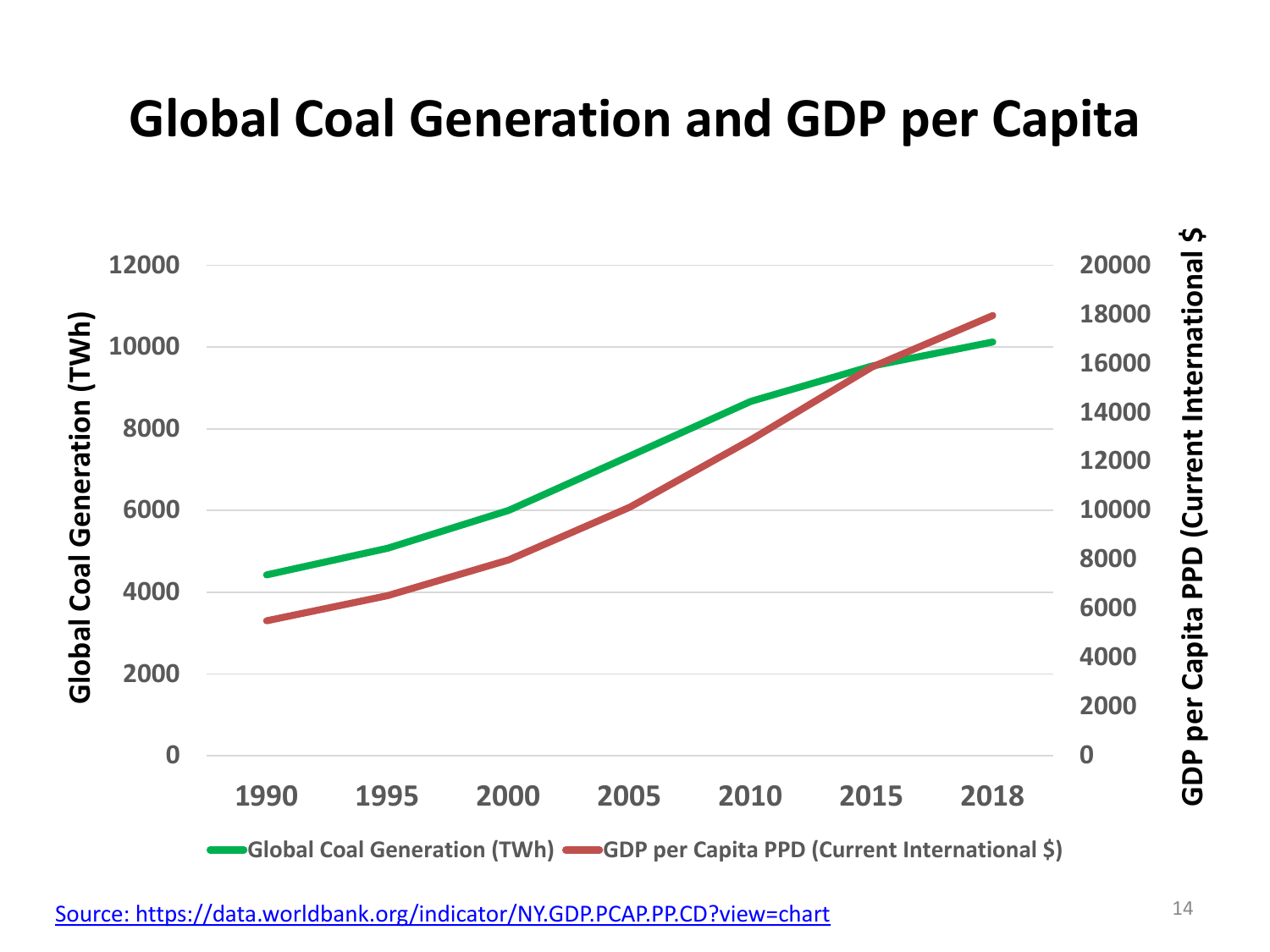# Global Coal Generation and GDP per Capita

Global Coal Generation (TWh)

12000
10000
8000
6000
4000
2000
0

GDP per Capita PPD (Current International $)

20000
18000
16000
14000
12000
10000
8000
6000
4000
2000
0

1990 1995 2000 2005 2010 2015 2018

Global Coal Generation (TWh)
GDP per Capita PPD (Current International $)

[Source: https://data.worldbank.org/indicator/NY.GDP.PCAP.PP.CD?view=chart](https://data.worldbank.org/indicator/NY.GDP.PCAP.PP.CD?view=chart)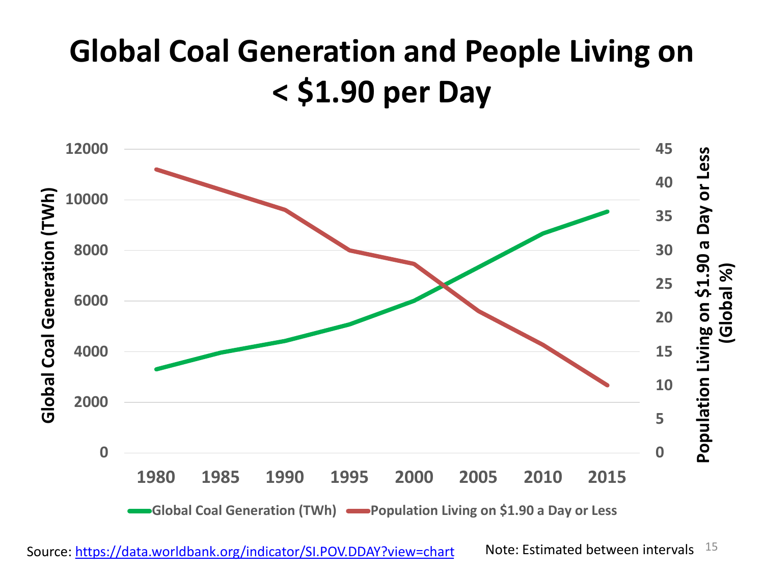# Global Coal Generation and People Living on < $1.90 per Day

Global Coal Generation (TWh)

Population Living on $1.90 a Day or Less (Global %)

12000, 10000, 8000, 6000, 4000, 2000, 0

45, 40, 35, 30, 25, 20, 15, 10, 5, 0

1980, 1985, 1990, 1995, 2000, 2005, 2010, 2015

Global Coal Generation (TWh) — Population Living on $1.90 a Day or Less

Source: https://data.worldbank.org/indicator/SI.POV.DDAY?view=chart

Note: Estimated between intervals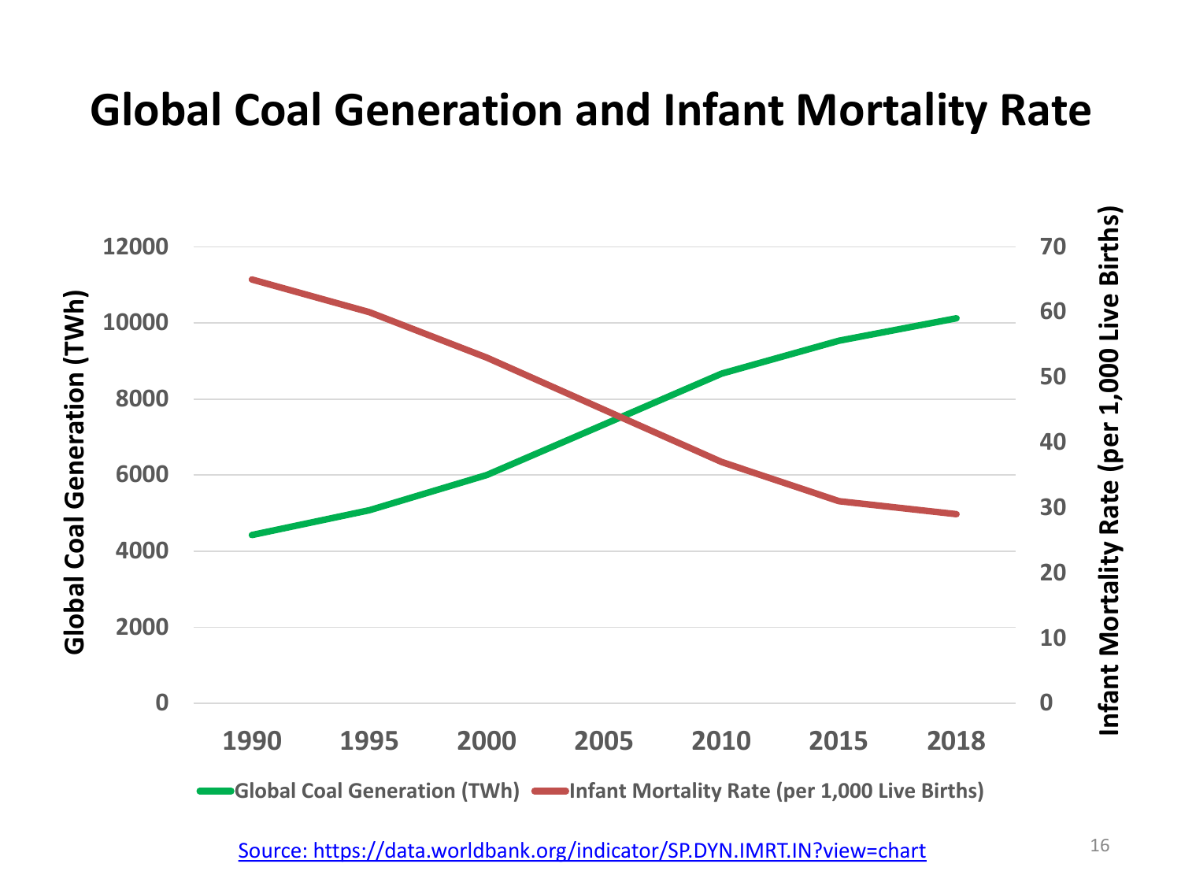# Global Coal Generation and Infant Mortality Rate

Global Coal Generation (TWh)

12000
10000
8000
6000
4000
2000
0

Infant Mortality Rate (per 1,000 Live Births)

70
60
50
40
30
20
10
0

1990 1995 2000 2005 2010 2015 2018

Global Coal Generation (TWh) Infant Mortality Rate (per 1,000 Live Births)

Source: https://data.worldbank.org/indicator/SP.DYN.IMRT.IN?view=chart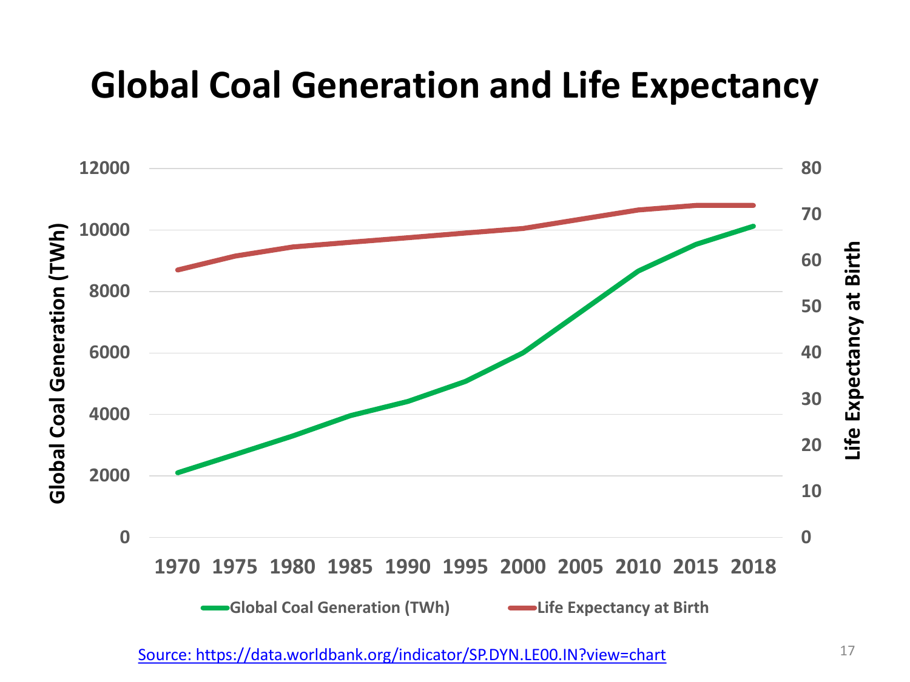# Global Coal Generation and Life Expectancy

Global Coal Generation (TWh)

12000
10000
8000
6000
4000
2000
0

Life Expectancy at Birth

80
70
60
50
40
30
20
10
0

1970 1975 1980 1985 1990 1995 2000 2005 2010 2015 2018

Global Coal Generation (TWh)
Life Expectancy at Birth

[Source: https://data.worldbank.org/indicator/SP.DYN.LE00.IN?view=chart](https://data.worldbank.org/indicator/SP.DYN.LE00.IN?view=chart)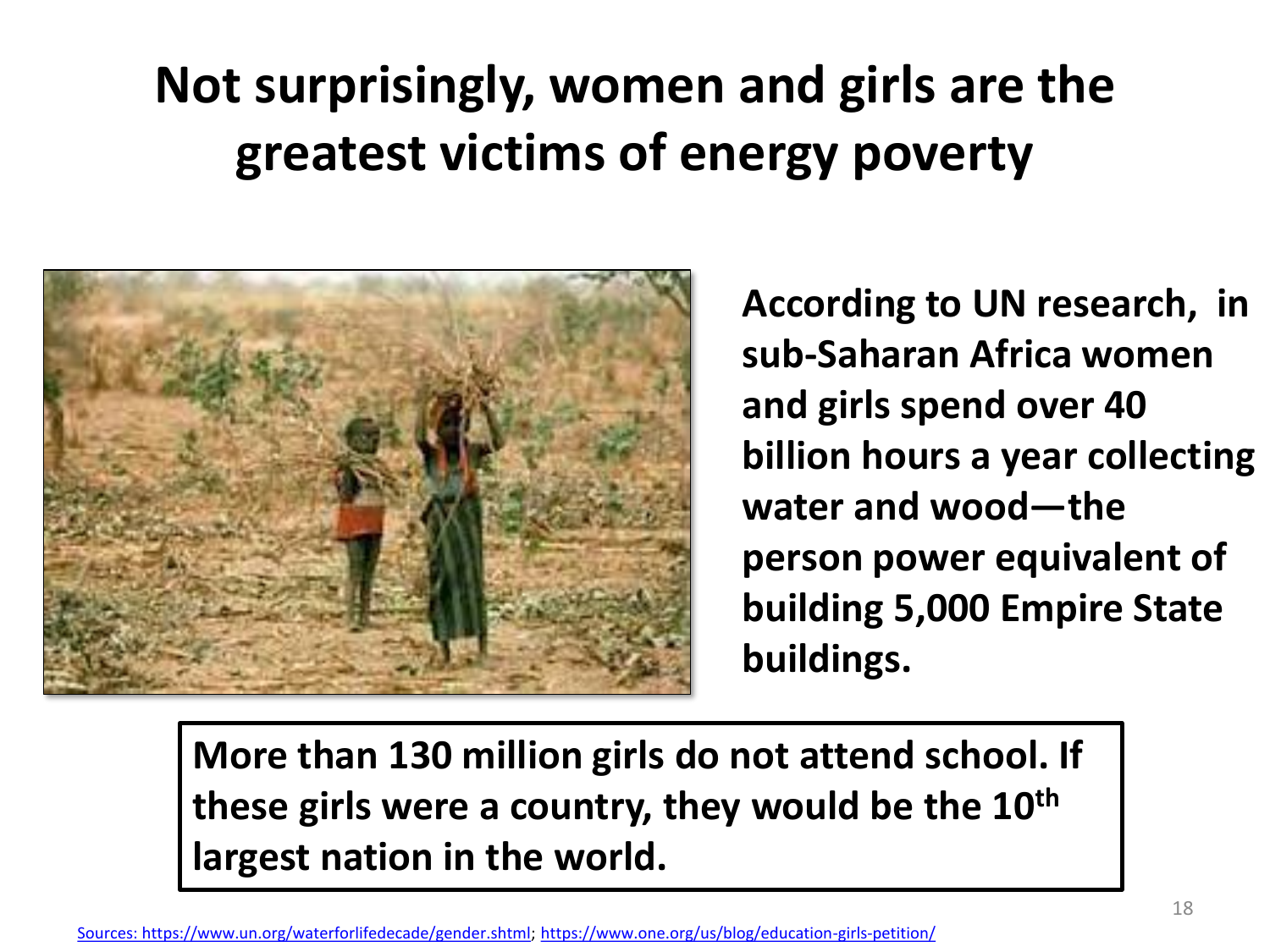# Not surprisingly, women and girls are the greatest victims of energy poverty

**According to UN research, in sub-Saharan Africa women and girls spend over 40 billion hours a year collecting water and wood—the person power equivalent of building 5,000 Empire State buildings.**

**More than 130 million girls do not attend school. If these girls were a country, they would be the 10th largest nation in the world.**

Sources: https://www.un.org/waterforlifedecade/gender.shtml; https://www.one.org/us/blog/education-girls-petition/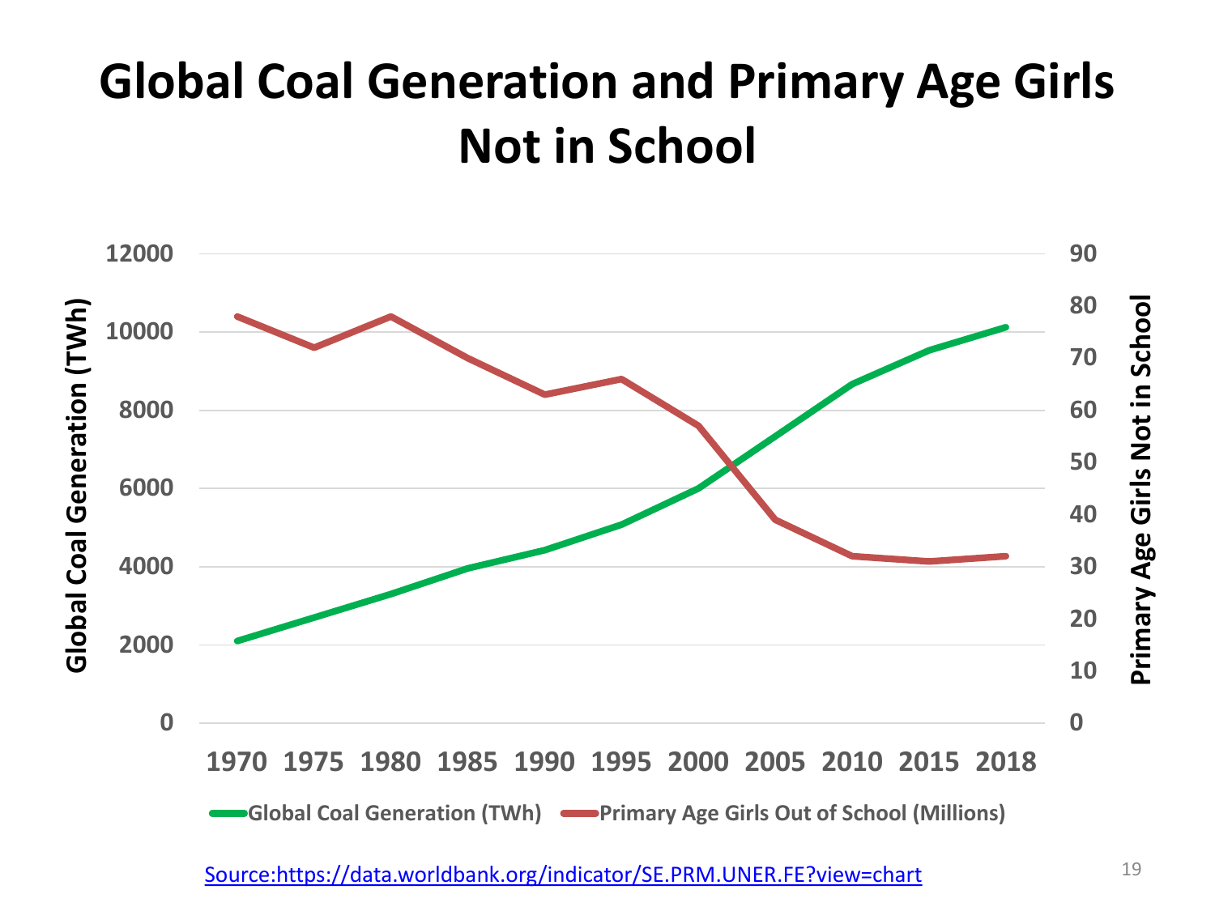# Global Coal Generation and Primary Age Girls Not in School

Global Coal Generation (TWh)

12000
10000
8000
6000
4000
2000
0

Primary Age Girls Not in School

90
80
70
60
50
40
30
20
10
0

1970 1975 1980 1985 1990 1995 2000 2005 2010 2015 2018

Global Coal Generation (TWh) Primary Age Girls Out of School (Millions)

[Source:https://data.worldbank.org/indicator/SE.PRM.UNER.FE?view=chart](https://data.worldbank.org/indicator/SE.PRM.UNER.FE?view=chart)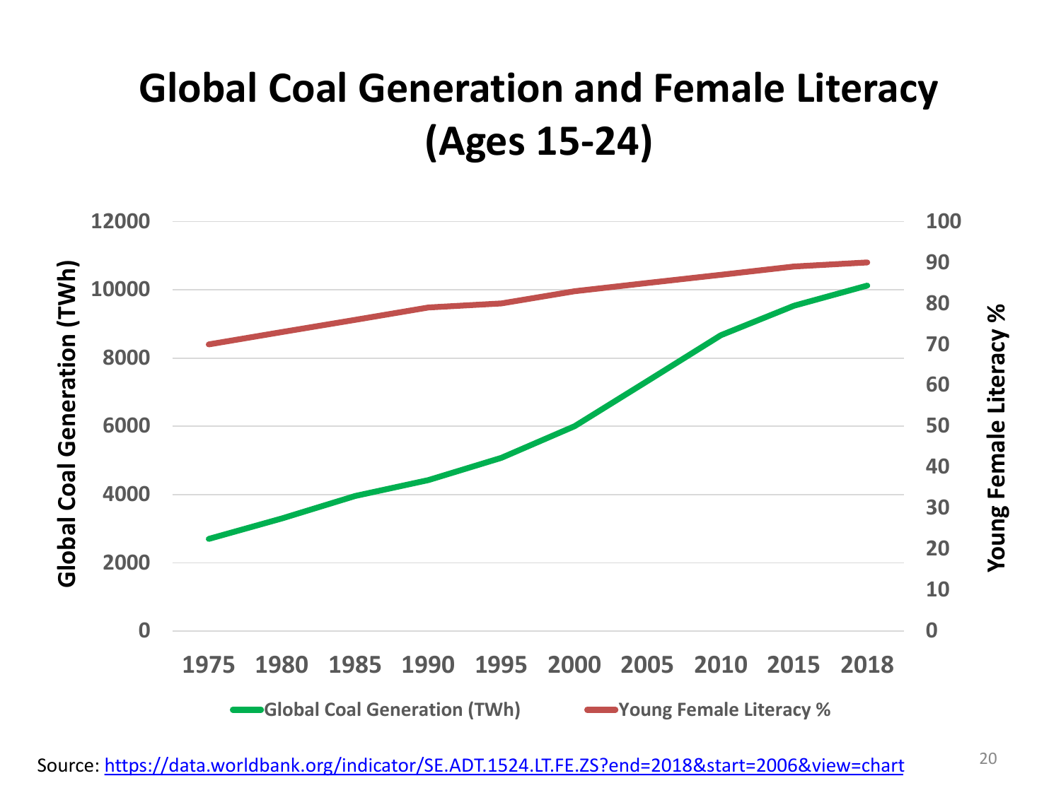# Global Coal Generation and Female Literacy (Ages 15-24)

Global Coal Generation (TWh)

12000
10000
8000
6000
4000
2000
0

Young Female Literacy %

100
90
80
70
60
50
40
30
20
10
0

1975 1980 1985 1990 1995 2000 2005 2010 2015 2018

Global Coal Generation (TWh)
Young Female Literacy %

Source: https://data.worldbank.org/indicator/SE.ADT.1524.LT.FE.ZS?end=2018&start=2006&view=chart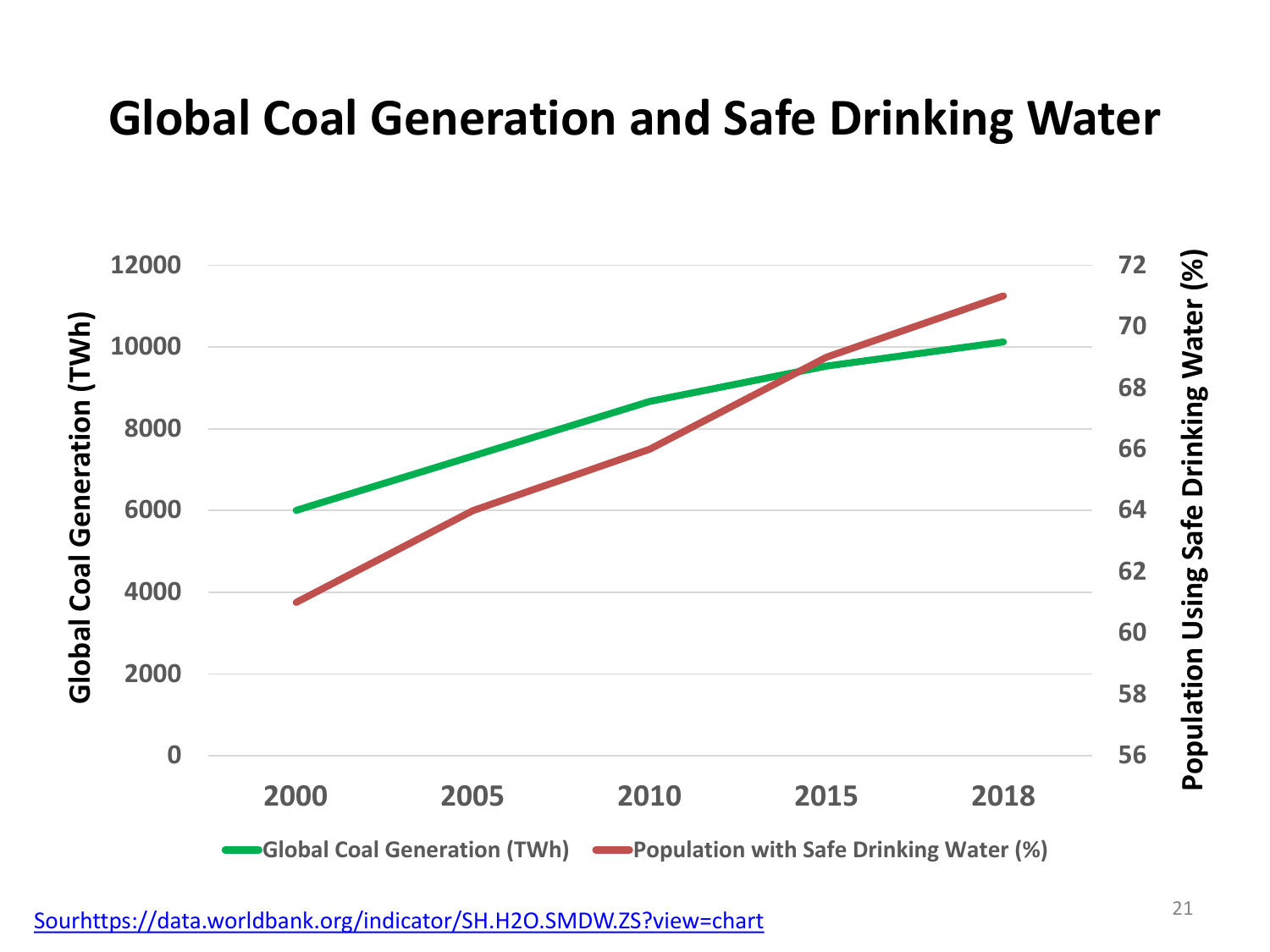# Global Coal Generation and Safe Drinking Water

Global Coal Generation (TWh)

12000
10000
8000
6000
4000
2000
0

Population Using Safe Drinking Water (%)

72
70
68
66
64
62
60
58
56

2000
2005
2010
2015
2018

Global Coal Generation (TWh)
Population with Safe Drinking Water (%)

Sourhttps://data.worldbank.org/indicator/SH.H2O.SMDW.ZS?view=chart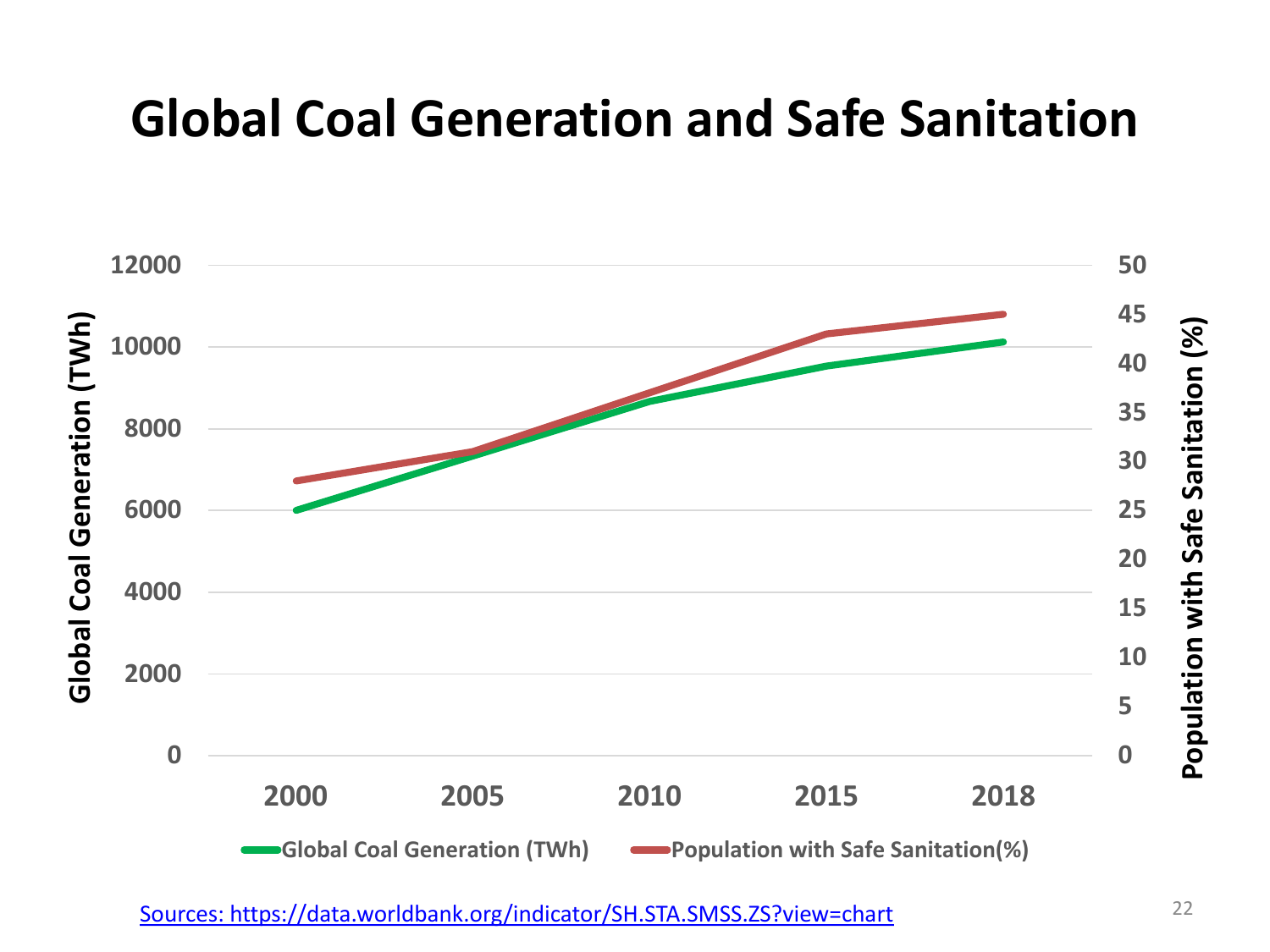# Global Coal Generation and Safe Sanitation

Global Coal Generation (TWh)

12000
10000
8000
6000
4000
2000
0

Population with Safe Sanitation (%)

50
45
40
35
30
25
20
15
10
5
0

2000
2005
2010
2015
2018

Global Coal Generation (TWh)
Population with Safe Sanitation(%)

[Sources: https://data.worldbank.org/indicator/SH.STA.SMSS.ZS?view=chart](https://data.worldbank.org/indicator/SH.STA.SMSS.ZS?view=chart)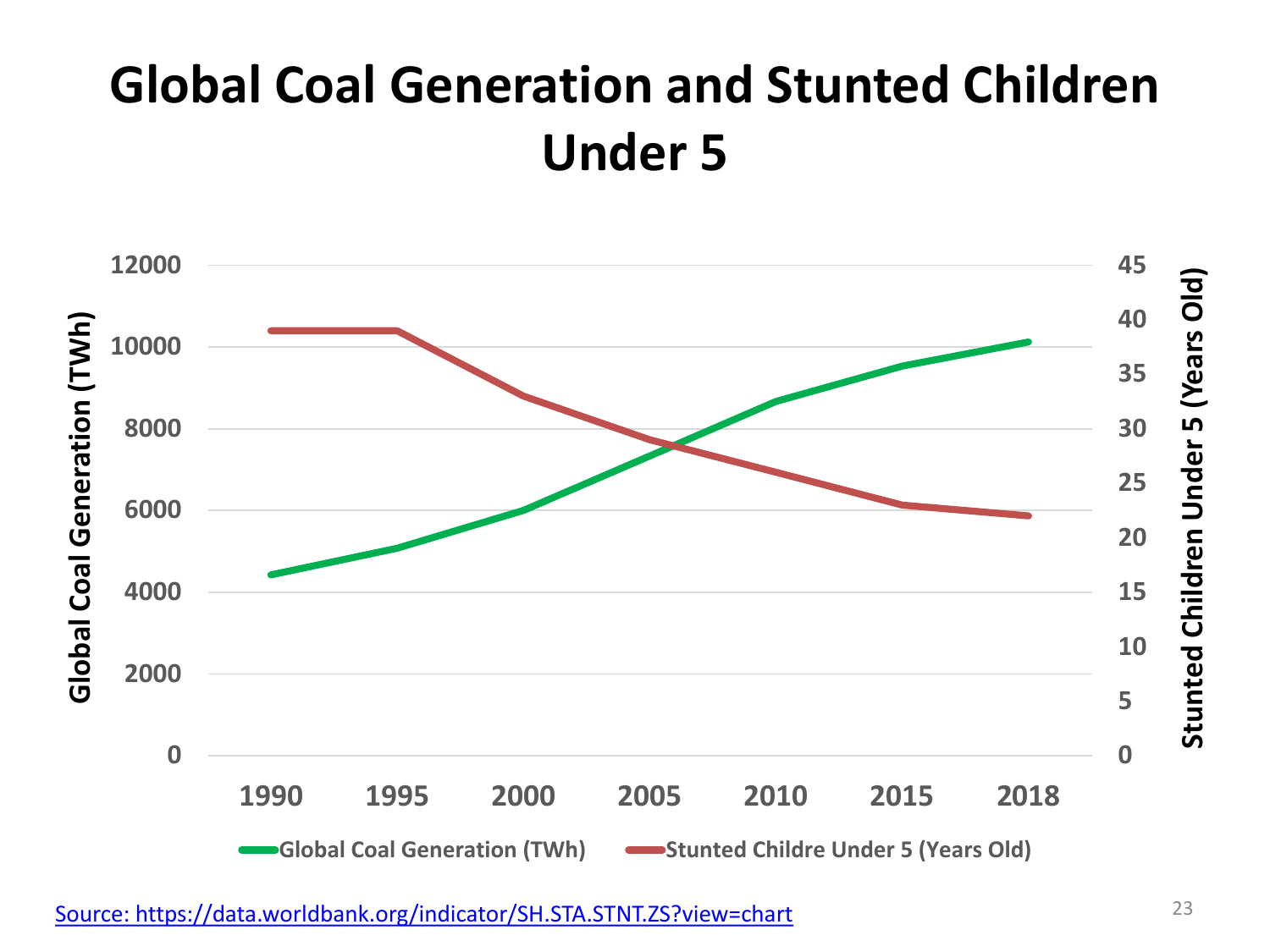# Global Coal Generation and Stunted Children Under 5

Global Coal Generation (TWh)

12000
10000
8000
6000
4000
2000
0

Stunted Children Under 5 (Years Old)

45
40
35
30
25
20
15
10
5
0

1990 1995 2000 2005 2010 2015 2018

Global Coal Generation (TWh)
Stunted Childre Under 5 (Years Old)

[Source: https://data.worldbank.org/indicator/SH.STA.STNT.ZS?view=chart](https://data.worldbank.org/indicator/SH.STA.STNT.ZS?view=chart)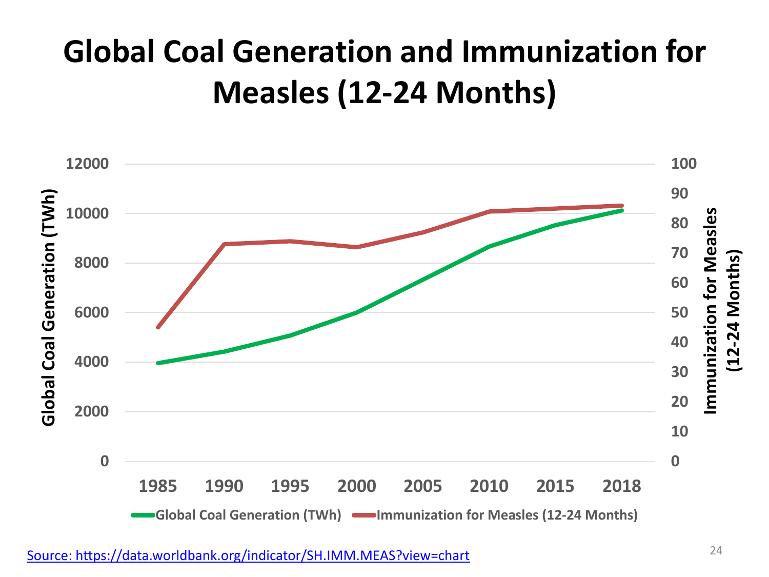# Global Coal Generation and Immunization for Measles (12-24 Months)

Global Coal Generation (TWh)

12000
10000
8000
6000
4000
2000
0

Immunization for Measles (12-24 Months)

100
90
80
70
60
50
40
30
20
10
0

1985 1990 1995 2000 2005 2010 2015 2018

Global Coal Generation (TWh)
Immunization for Measles (12-24 Months)

[Source: https://data.worldbank.org/indicator/SH.IMM.MEAS?view=chart](https://data.worldbank.org/indicator/SH.IMM.MEAS?view=chart)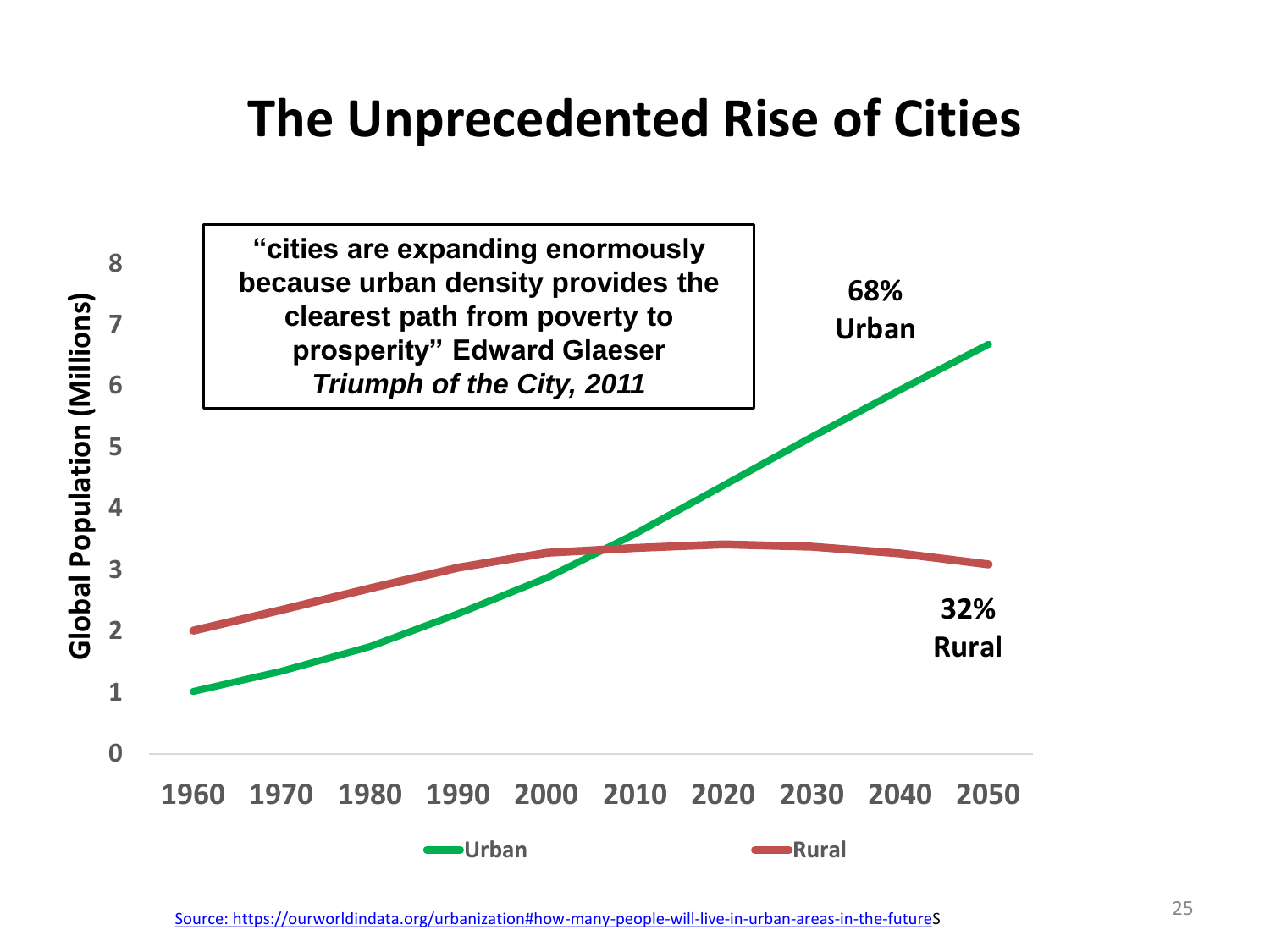# The Unprecedented Rise of Cities

"cities are expanding enormously because urban density provides the clearest path from poverty to prosperity" Edward Glaeser *Triumph of the City, 2011*

Global Population (Millions)

0
1
2
3
4
5
6
7
8

1960 1970 1980 1990 2000 2010 2020 2030 2040 2050

68% Urban

32% Rural

Urban
Rural

Source: https://ourworldindata.org/urbanization#how-many-people-will-live-in-urban-areas-in-the-futureS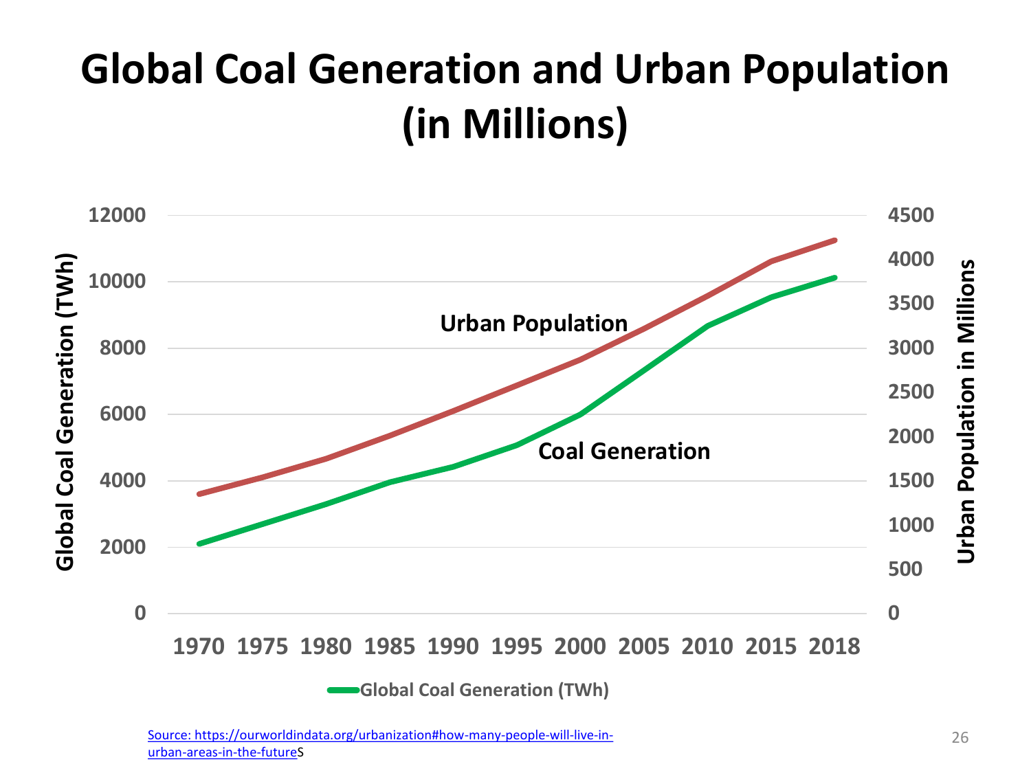# Global Coal Generation and Urban Population (in Millions)

Global Coal Generation (TWh)

12000
10000
8000
6000
4000
2000
0

Urban Population in Millions

4500
4000
3500
3000
2500
2000
1500
1000
500
0

Urban Population

Coal Generation

1970 1975 1980 1985 1990 1995 2000 2005 2010 2015 2018

Global Coal Generation (TWh)

[Source: https://ourworldindata.org/urbanization#how-many-people-will-live-in-urban-areas-in-the-future](https://ourworldindata.org/urbanization#how-many-people-will-live-in-urban-areas-in-the-future)S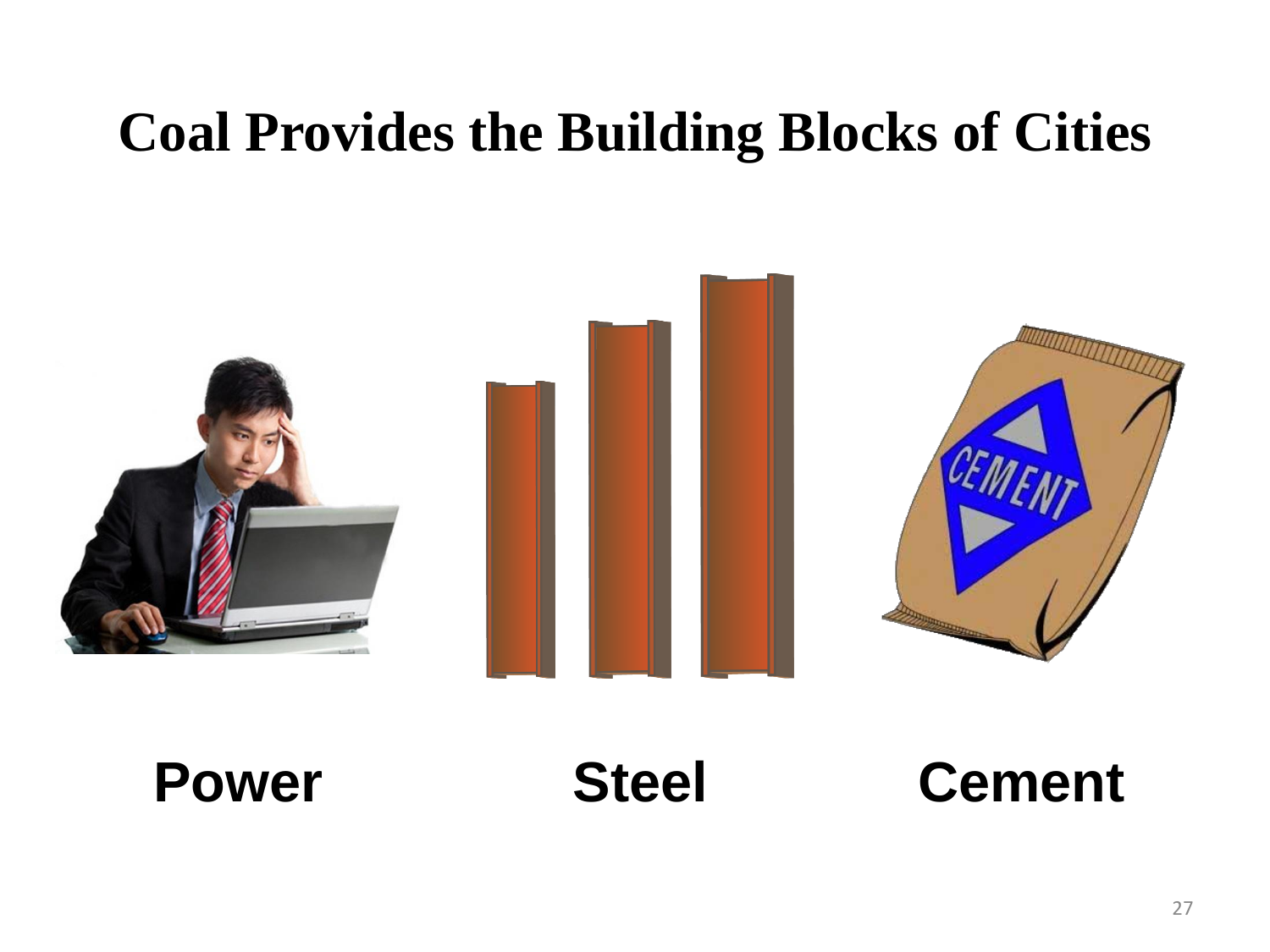# Coal Provides the Building Blocks of Cities

**Power** **Steel** **Cement**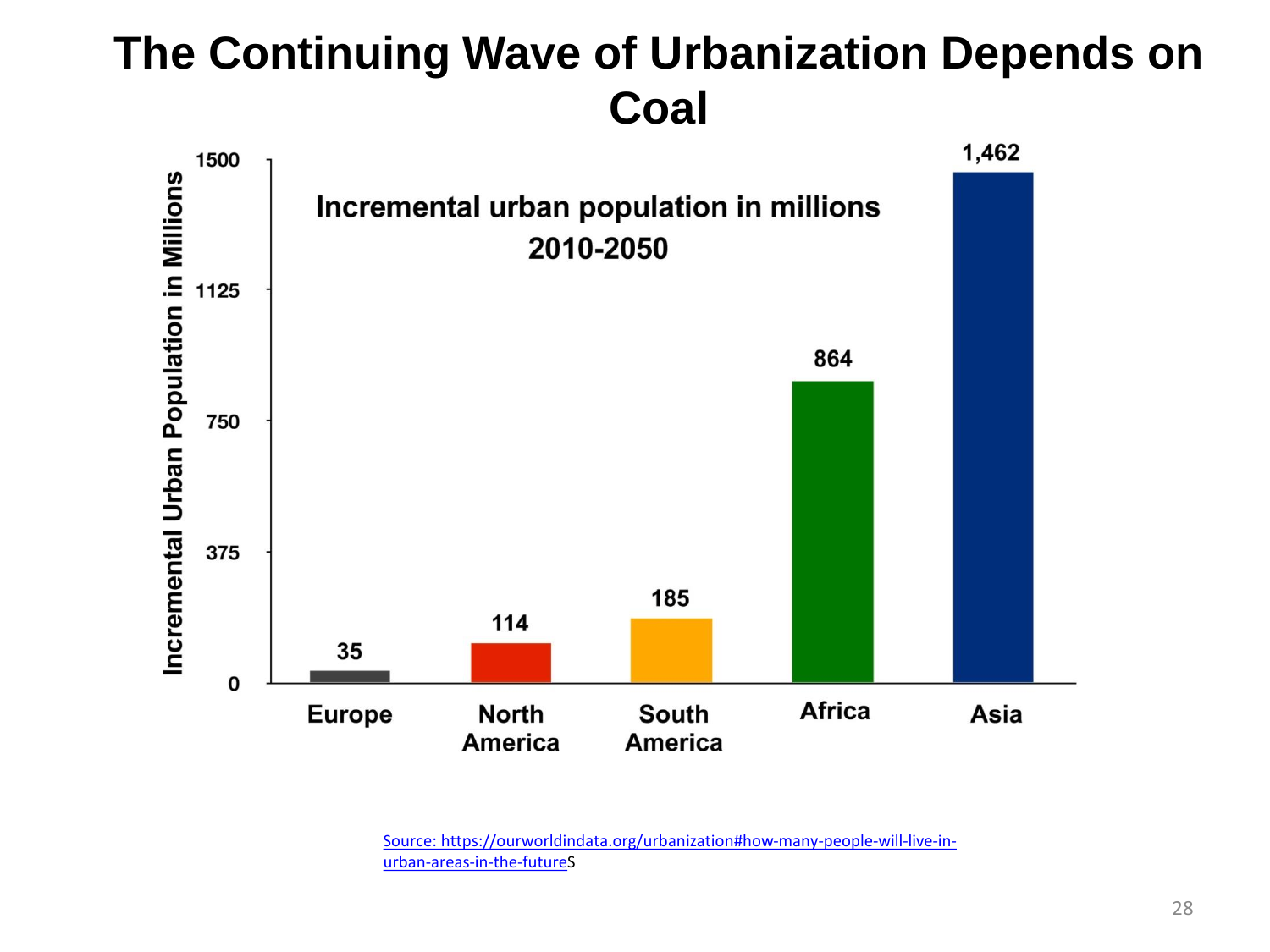# The Continuing Wave of Urbanization Depends on Coal

**Incremental urban population in millions 2010-2050**

| Region | Incremental Urban Population in Millions |
| --- | --- |
| Europe | 35 |
| North America | 114 |
| South America | 185 |
| Africa | 864 |
| Asia | 1,462 |

Source: https://ourworldindata.org/urbanization#how-many-people-will-live-in-urban-areas-in-the-futureS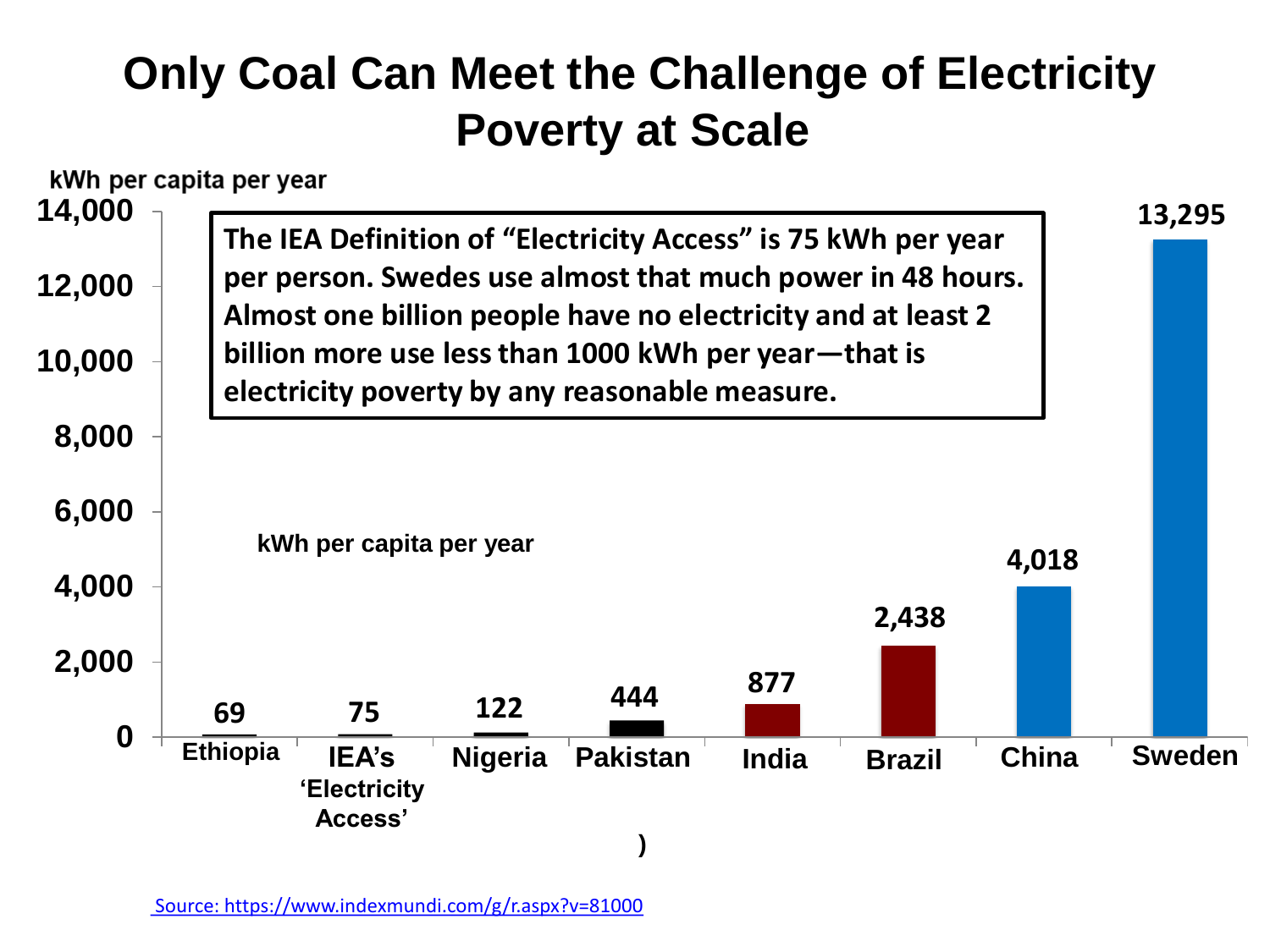# Only Coal Can Meet the Challenge of Electricity Poverty at Scale

kWh per capita per year

14,000
12,000
10,000
8,000
6,000
4,000
2,000
0

**The IEA Definition of "Electricity Access" is 75 kWh per year per person. Swedes use almost that much power in 48 hours. Almost one billion people have no electricity and at least 2 billion more use less than 1000 kWh per year—that is electricity poverty by any reasonable measure.**

kWh per capita per year

69
Ethiopia

75
IEA's 'Electricity Access'

122
Nigeria

444
Pakistan

877
India

2,438
Brazil

4,018
China

13,295
Sweden

)

Source: https://www.indexmundi.com/g/r.aspx?v=81000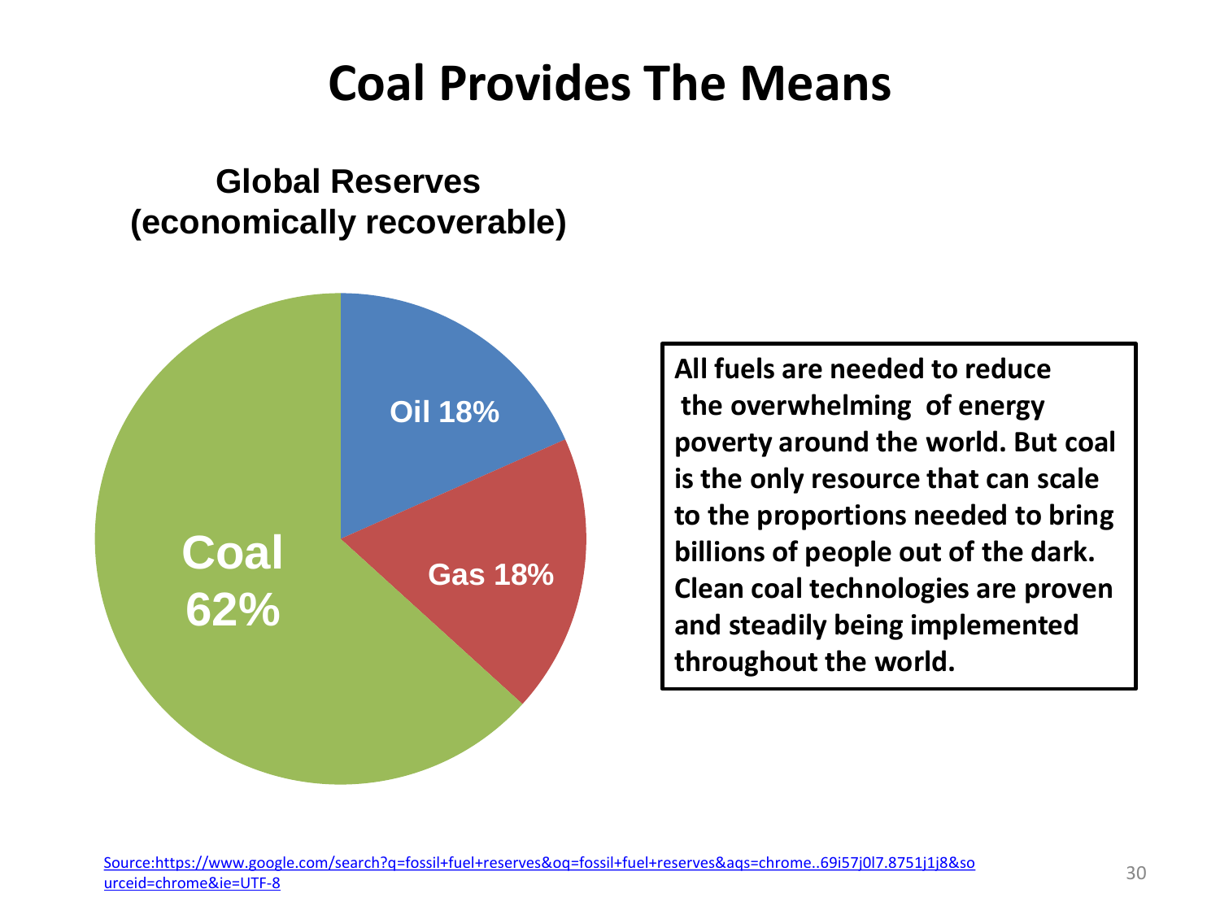# Coal Provides The Means

Global Reserves
(economically recoverable)

Oil 18%

Gas 18%

Coal
62%

**All fuels are needed to reduce the overwhelming of energy poverty around the world. But coal is the only resource that can scale to the proportions needed to bring billions of people out of the dark. Clean coal technologies are proven and steadily being implemented throughout the world.**

Source:https://www.google.com/search?q=fossil+fuel+reserves&oq=fossil+fuel+reserves&aqs=chrome..69i57j0l7.8751j1j8&sourceid=chrome&ie=UTF-8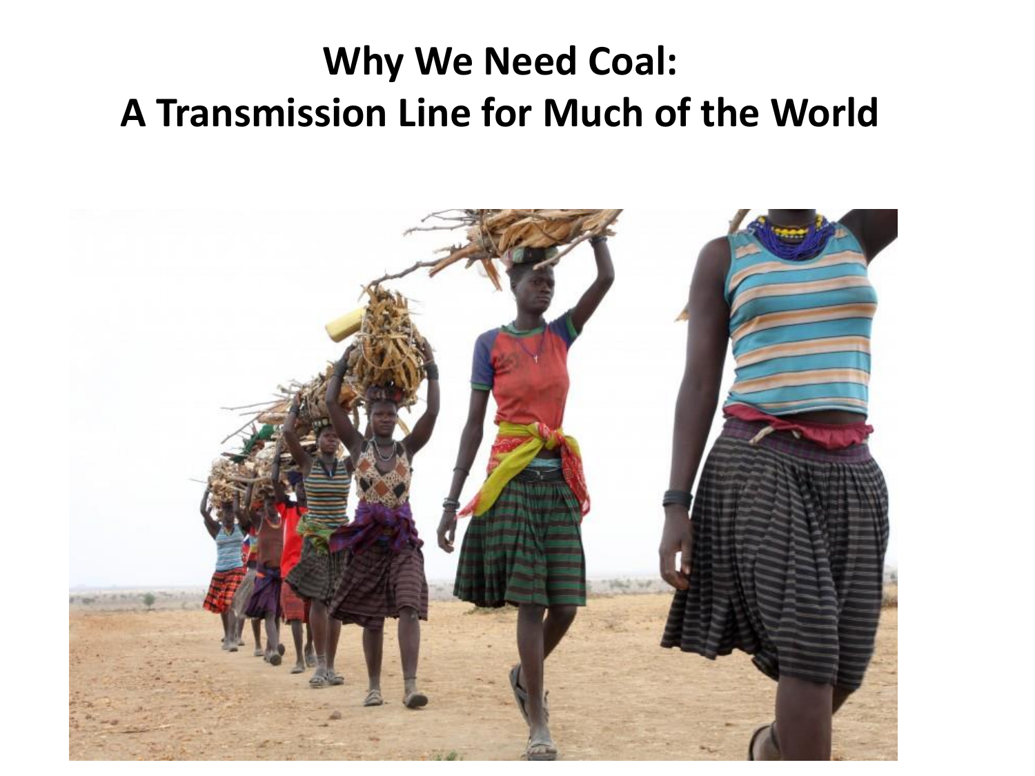# Why We Need Coal:
# A Transmission Line for Much of the World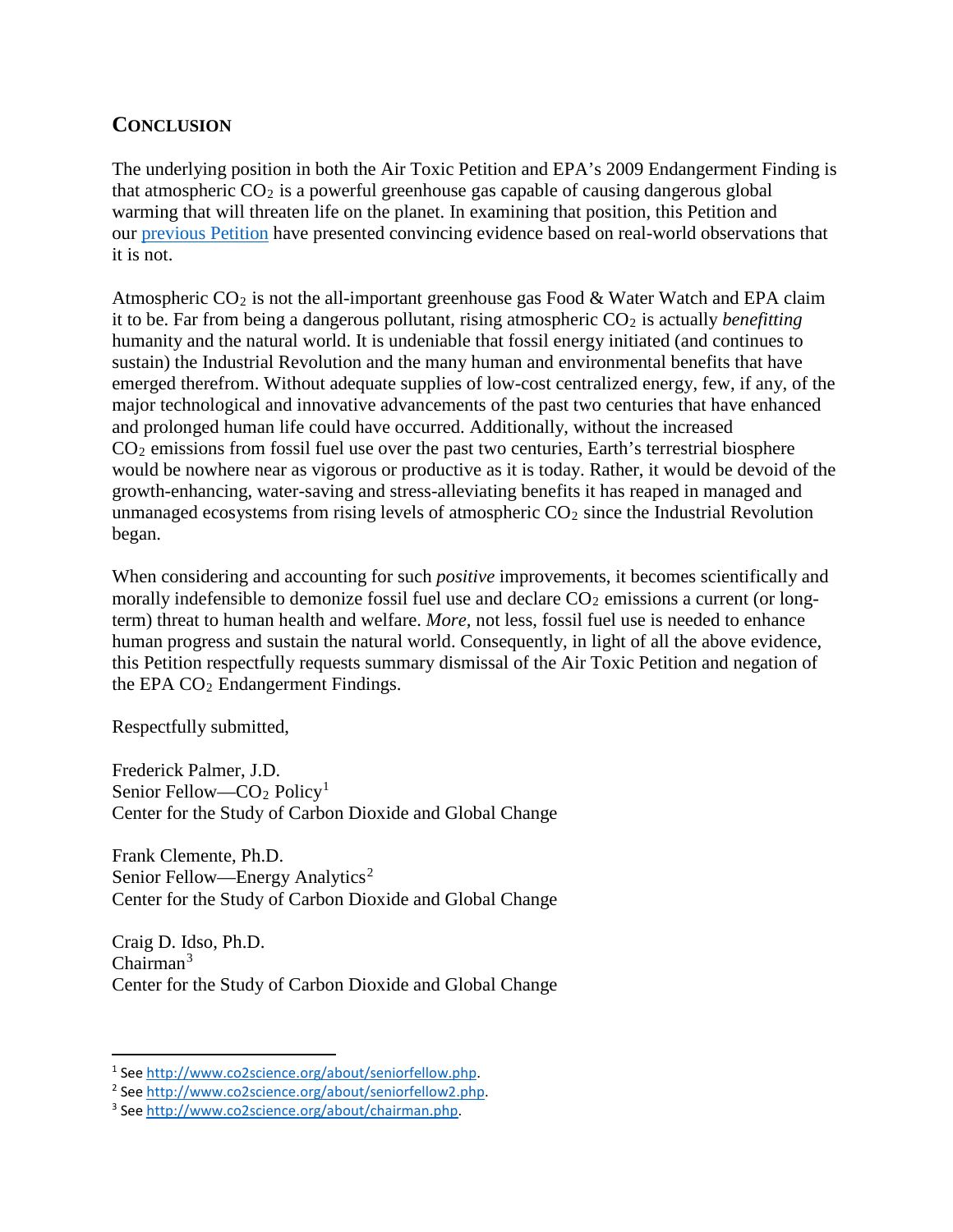## CONCLUSION

The underlying position in both the Air Toxic Petition and EPA's 2009 Endangerment Finding is that atmospheric $CO_2$ is a powerful greenhouse gas capable of causing dangerous global warming that will threaten life on the planet. In examining that position, this Petition and our previous Petition have presented convincing evidence based on real-world observations that it is not.

Atmospheric $CO_2$ is not the all-important greenhouse gas Food & Water Watch and EPA claim it to be. Far from being a dangerous pollutant, rising atmospheric $CO_2$ is actually *benefitting* humanity and the natural world. It is undeniable that fossil energy initiated (and continues to sustain) the Industrial Revolution and the many human and environmental benefits that have emerged therefrom. Without adequate supplies of low-cost centralized energy, few, if any, of the major technological and innovative advancements of the past two centuries that have enhanced and prolonged human life could have occurred. Additionally, without the increased $CO_2$ emissions from fossil fuel use over the past two centuries, Earth's terrestrial biosphere would be nowhere near as vigorous or productive as it is today. Rather, it would be devoid of the growth-enhancing, water-saving and stress-alleviating benefits it has reaped in managed and unmanaged ecosystems from rising levels of atmospheric $CO_2$ since the Industrial Revolution began.

When considering and accounting for such *positive* improvements, it becomes scientifically and morally indefensible to demonize fossil fuel use and declare $CO_2$ emissions a current (or long-term) threat to human health and welfare. *More,* not less, fossil fuel use is needed to enhance human progress and sustain the natural world. Consequently, in light of all the above evidence, this Petition respectfully requests summary dismissal of the Air Toxic Petition and negation of the EPA $CO_2$ Endangerment Findings.

Respectfully submitted,

Frederick Palmer, J.D.
Senior Fellow—$CO_2$ Policy[1]
Center for the Study of Carbon Dioxide and Global Change

Frank Clemente, Ph.D.
Senior Fellow—Energy Analytics[2]
Center for the Study of Carbon Dioxide and Global Change

Craig D. Idso, Ph.D.
Chairman[3]
Center for the Study of Carbon Dioxide and Global Change

---

[1] See http://www.co2science.org/about/seniorfellow.php.

[2] See http://www.co2science.org/about/seniorfellow2.php.

[3] See http://www.co2science.org/about/chairman.php.